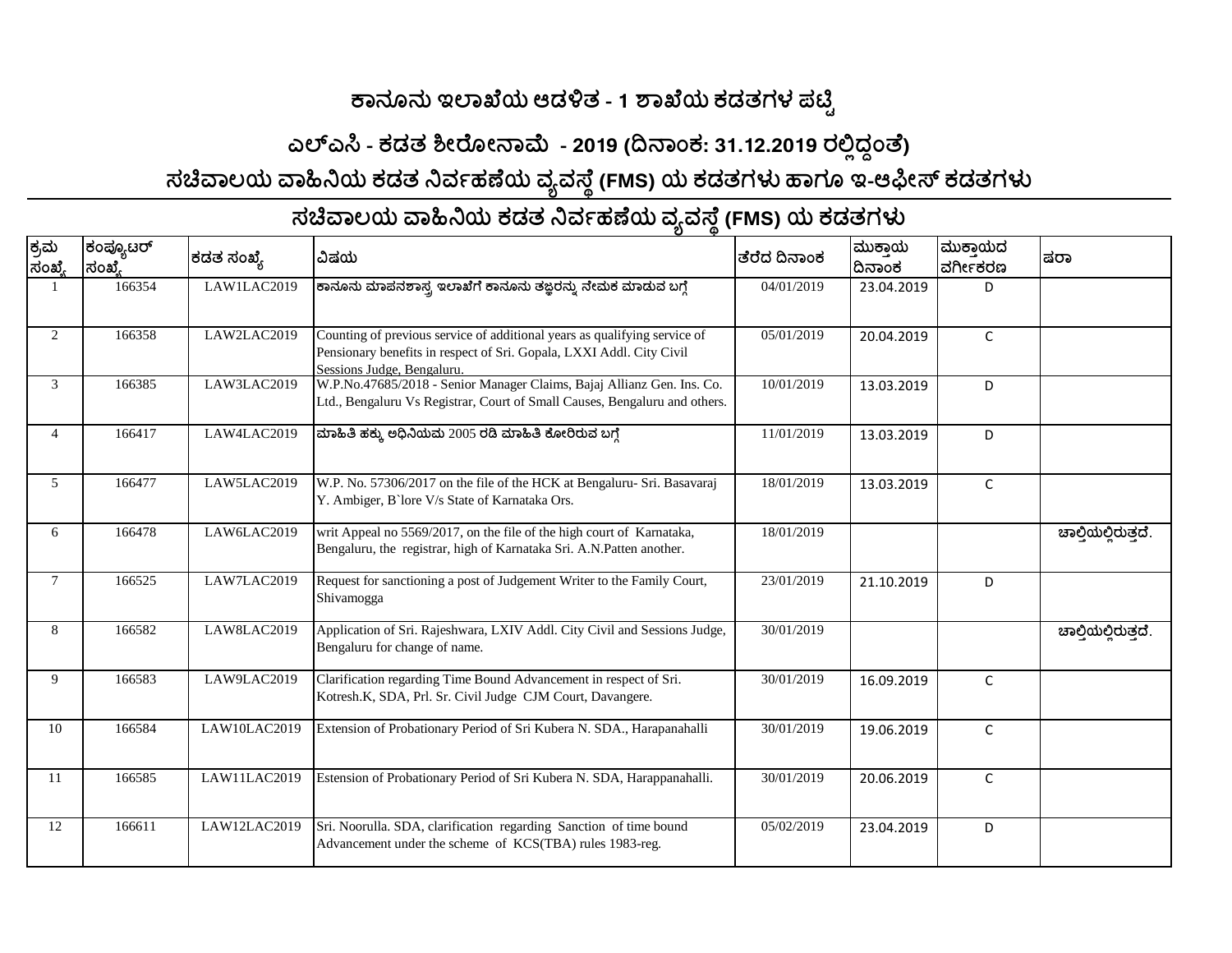# ಕಾನೂನು ಇಲಾಖೆಯ ಆಡಳಿತ - 1 ಶಾಖೆಯ ಕಡತಗಳ ಪಟ್ಟಿ

## ಎಲ್‌ಎಸಿ - ಕಡತ ಶೀರೋನಾಮೆ - 2019 (ದಿನಾಂಕ: 31.12.2019 ರಲ್ಲಿದ್ದಂತೆ)

## ಸಚಿವಾಲಯ ವಾಹಿನಿಯ ಕಡತ ನಿರ್ವಹಣೆಯ ವ್ಯವಸ್ಥೆ (FMS) ಯ ಕಡತಗಳು ಹಾಗೂ ಇ-ಆಫೀಸ್ ಕಡತಗಳು

## ಸಚಿವಾಲಯ ವಾಹಿನಿಯ ಕಡತ ನಿರ್ವಹಣೆಯ ವ್ಯವಸ್ಥೆ (FMS) ಯ ಕಡತಗಳು

| ಕ್ರಮ ಸಂಖ್ಯೆ | ಕಂಪ್ಯೂಟರ್ ಸಂಖ್ಯೆ | ಕಡತ ಸಂಖ್ಯೆ | ವಿಷಯ | ತೆರೆದ ದಿನಾಂಕ | ಮುಕ್ತಾಯ ದಿನಾಂಕ | ಮುಕ್ತಾಯದ ವರ್ಗೀಕರಣ | ಷರಾ |
|---|---|---|---|---|---|---|---|
| 1 | 166354 | LAW1LAC2019 | ಕಾನೂನು ಮಾಪನಶಾಸ್ತ್ರ ಇಲಾಖೆಗೆ ಕಾನೂನು ತಜ್ಞರನ್ನು ನೇಮಕ ಮಾಡುವ ಬಗ್ಗೆ | 04/01/2019 | 23.04.2019 | D | |
| 2 | 166358 | LAW2LAC2019 | Counting of previous service of additional years as qualifying service of Pensionary benefits in respect of Sri. Gopala, LXXI Addl. City Civil Sessions Judge, Bengaluru. | 05/01/2019 | 20.04.2019 | C | |
| 3 | 166385 | LAW3LAC2019 | W.P.No.47685/2018 - Senior Manager Claims, Bajaj Allianz Gen. Ins. Co. Ltd., Bengaluru Vs Registrar, Court of Small Causes, Bengaluru and others. | 10/01/2019 | 13.03.2019 | D | |
| 4 | 166417 | LAW4LAC2019 | ಮಾಹಿತಿ ಹಕ್ಕು ಅಧಿನಿಯಮ 2005 ರಡಿ ಮಾಹಿತಿ ಕೋರಿರುವ ಬಗ್ಗೆ | 11/01/2019 | 13.03.2019 | D | |
| 5 | 166477 | LAW5LAC2019 | W.P. No. 57306/2017 on the file of the HCK at Bengaluru- Sri. Basavaraj Y. Ambiger, B`lore V/s State of Karnataka Ors. | 18/01/2019 | 13.03.2019 | C | |
| 6 | 166478 | LAW6LAC2019 | writ Appeal no 5569/2017, on the file of the high court of Karnataka, Bengaluru, the registrar, high of Karnataka Sri. A.N.Patten another. | 18/01/2019 | | | ಚಾಲ್ತಿಯಲ್ಲಿರುತ್ತದೆ. |
| 7 | 166525 | LAW7LAC2019 | Request for sanctioning a post of Judgement Writer to the Family Court, Shivamogga | 23/01/2019 | 21.10.2019 | D | |
| 8 | 166582 | LAW8LAC2019 | Application of Sri. Rajeshwara, LXIV Addl. City Civil and Sessions Judge, Bengaluru for change of name. | 30/01/2019 | | | ಚಾಲ್ತಿಯಲ್ಲಿರುತ್ತದೆ. |
| 9 | 166583 | LAW9LAC2019 | Clarification regarding Time Bound Advancement in respect of Sri. Kotresh.K, SDA, Prl. Sr. Civil Judge CJM Court, Davangere. | 30/01/2019 | 16.09.2019 | C | |
| 10 | 166584 | LAW10LAC2019 | Extension of Probationary Period of Sri Kubera N. SDA., Harapanahalli | 30/01/2019 | 19.06.2019 | C | |
| 11 | 166585 | LAW11LAC2019 | Estension of Probationary Period of Sri Kubera N. SDA, Harappanahalli. | 30/01/2019 | 20.06.2019 | C | |
| 12 | 166611 | LAW12LAC2019 | Sri. Noorulla. SDA, clarification regarding Sanction of time bound Advancement under the scheme of KCS(TBA) rules 1983-reg. | 05/02/2019 | 23.04.2019 | D | |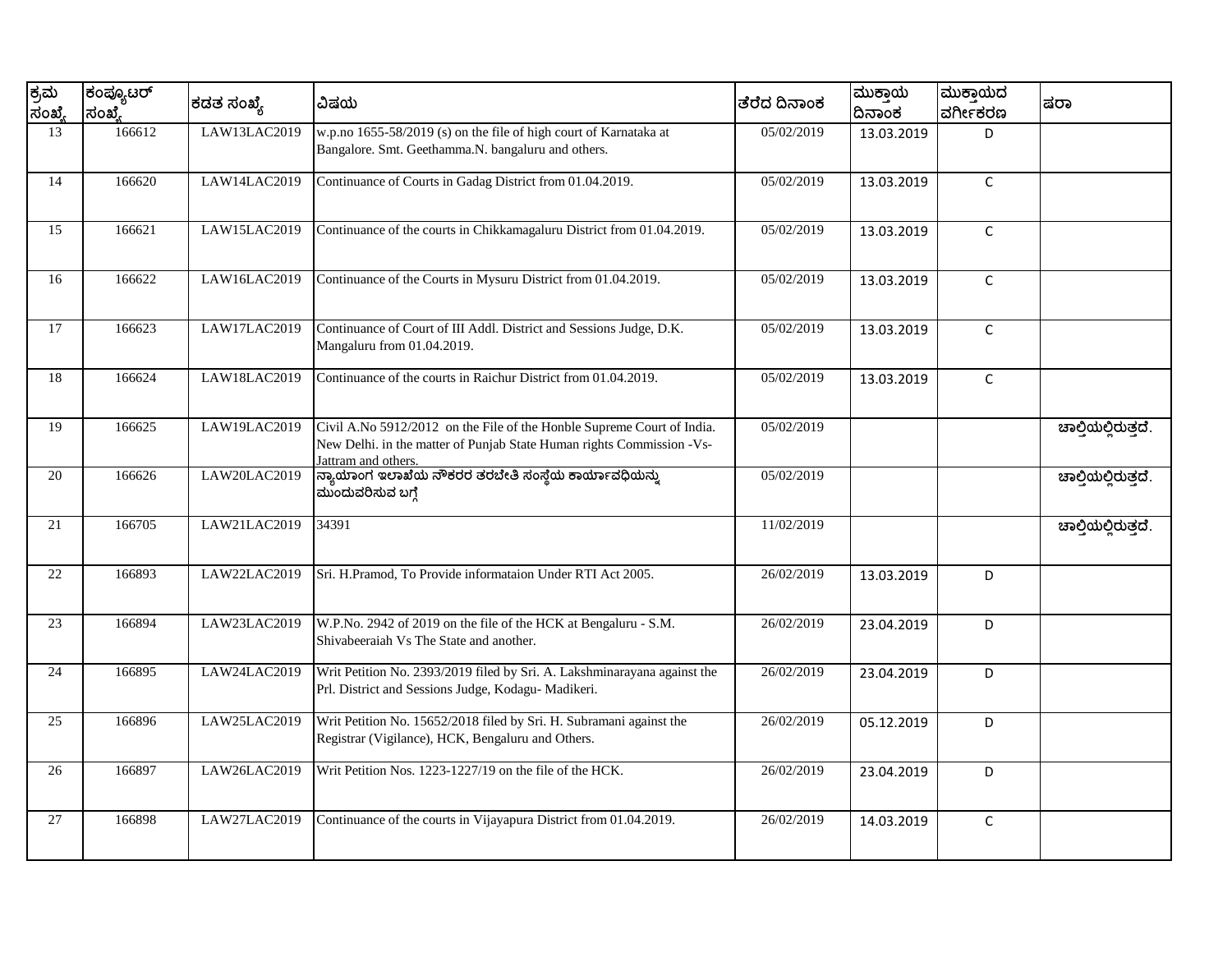| ಕ್ರಮ ಸಂಖ್ಯೆ | ಕಂಪ್ಯೂಟರ್ ಸಂಖ್ಯೆ | ಕಡತ ಸಂಖ್ಯೆ | ವಿಷಯ | ತೆರೆದ ದಿನಾಂಕ | ಮುಕ್ತಾಯ ದಿನಾಂಕ | ಮುಕ್ತಾಯದ ವರ್ಗೀಕರಣ | ಷರಾ |
|---|---|---|---|---|---|---|---|
| 13 | 166612 | LAW13LAC2019 | w.p.no 1655-58/2019 (s) on the file of high court of Karnataka at Bangalore. Smt. Geethamma.N. bangaluru and others. | 05/02/2019 | 13.03.2019 | D | |
| 14 | 166620 | LAW14LAC2019 | Continuance of Courts in Gadag District from 01.04.2019. | 05/02/2019 | 13.03.2019 | C | |
| 15 | 166621 | LAW15LAC2019 | Continuance of the courts in Chikkamagaluru District from 01.04.2019. | 05/02/2019 | 13.03.2019 | C | |
| 16 | 166622 | LAW16LAC2019 | Continuance of the Courts in Mysuru District from 01.04.2019. | 05/02/2019 | 13.03.2019 | C | |
| 17 | 166623 | LAW17LAC2019 | Continuance of Court of III Addl. District and Sessions Judge, D.K. Mangaluru from 01.04.2019. | 05/02/2019 | 13.03.2019 | C | |
| 18 | 166624 | LAW18LAC2019 | Continuance of the courts in Raichur District from 01.04.2019. | 05/02/2019 | 13.03.2019 | C | |
| 19 | 166625 | LAW19LAC2019 | Civil A.No 5912/2012 on the File of the Honble Supreme Court of India. New Delhi. in the matter of Punjab State Human rights Commission -Vs- Jattram and others. | 05/02/2019 | | | ಚಾಲ್ತಿಯಲ್ಲಿರುತ್ತದೆ. |
| 20 | 166626 | LAW20LAC2019 | ನ್ಯಾಯಾಂಗ ಇಲಾಖೆಯ ನೌಕರರ ತರಬೇತಿ ಸಂಸ್ಥೆಯ ಕಾರ್ಯಾವಧಿಯನ್ನು ಮುಂದುವರಿಸುವ ಬಗ್ಗೆ | 05/02/2019 | | | ಚಾಲ್ತಿಯಲ್ಲಿರುತ್ತದೆ. |
| 21 | 166705 | LAW21LAC2019 | 34391 | 11/02/2019 | | | ಚಾಲ್ತಿಯಲ್ಲಿರುತ್ತದೆ. |
| 22 | 166893 | LAW22LAC2019 | Sri. H.Pramod, To Provide informataion Under RTI Act 2005. | 26/02/2019 | 13.03.2019 | D | |
| 23 | 166894 | LAW23LAC2019 | W.P.No. 2942 of 2019 on the file of the HCK at Bengaluru - S.M. Shivabeeraiah Vs The State and another. | 26/02/2019 | 23.04.2019 | D | |
| 24 | 166895 | LAW24LAC2019 | Writ Petition No. 2393/2019 filed by Sri. A. Lakshminarayana against the Prl. District and Sessions Judge, Kodagu- Madikeri. | 26/02/2019 | 23.04.2019 | D | |
| 25 | 166896 | LAW25LAC2019 | Writ Petition No. 15652/2018 filed by Sri. H. Subramani against the Registrar (Vigilance), HCK, Bengaluru and Others. | 26/02/2019 | 05.12.2019 | D | |
| 26 | 166897 | LAW26LAC2019 | Writ Petition Nos. 1223-1227/19 on the file of the HCK. | 26/02/2019 | 23.04.2019 | D | |
| 27 | 166898 | LAW27LAC2019 | Continuance of the courts in Vijayapura District from 01.04.2019. | 26/02/2019 | 14.03.2019 | C | |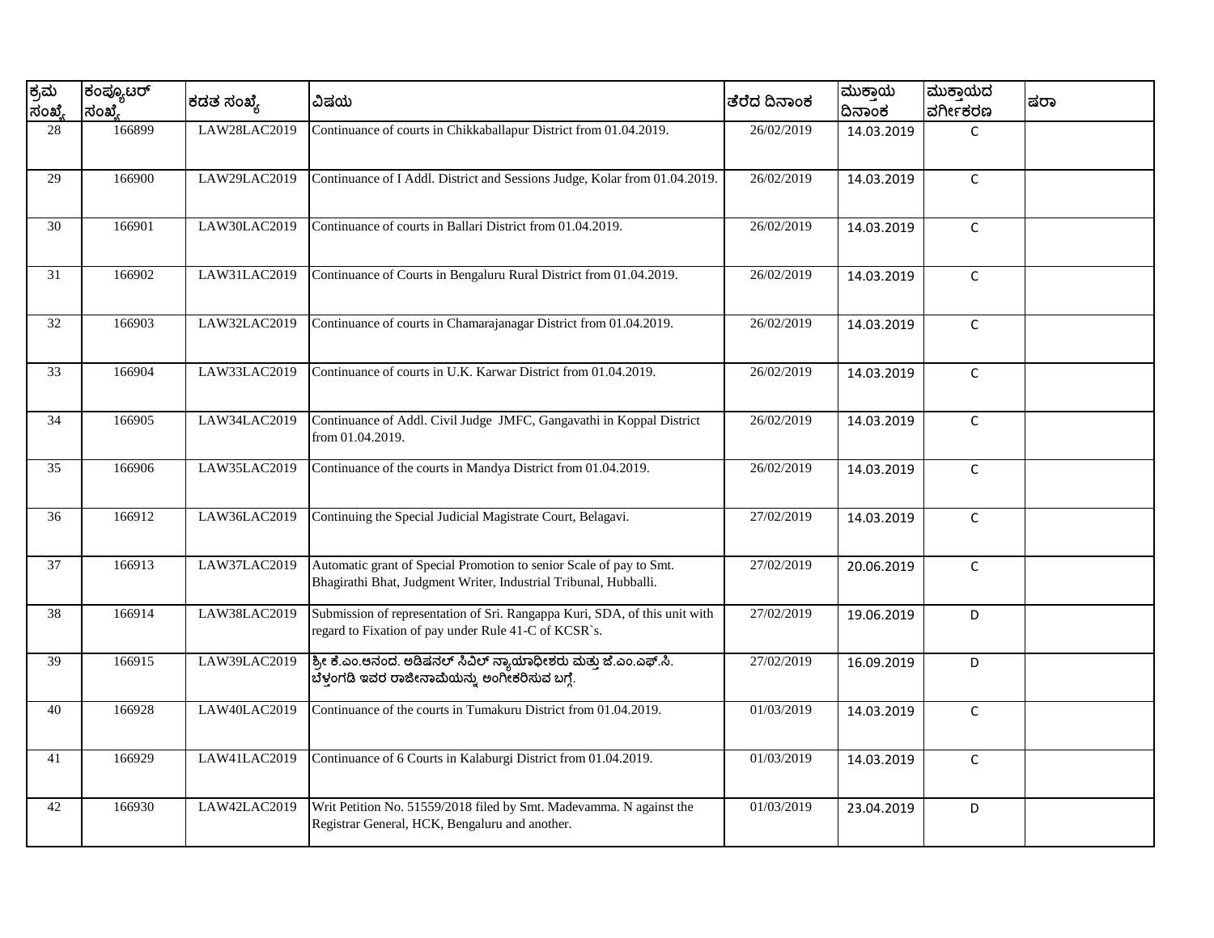| ಕ್ರಮ ಸಂಖ್ಯೆ | ಕಂಪ್ಯೂಟರ್ ಸಂಖ್ಯೆ | ಕಡತ ಸಂಖ್ಯೆ | ವಿಷಯ | ತೆರೆದ ದಿನಾಂಕ | ಮುಕ್ತಾಯ ದಿನಾಂಕ | ಮುಕ್ತಾಯದ ವರ್ಗೀಕರಣ | ಷರಾ |
|---|---|---|---|---|---|---|---|
| 28 | 166899 | LAW28LAC2019 | Continuance of courts in Chikkaballapur District from 01.04.2019. | 26/02/2019 | 14.03.2019 | C | |
| 29 | 166900 | LAW29LAC2019 | Continuance of I Addl. District and Sessions Judge, Kolar from 01.04.2019. | 26/02/2019 | 14.03.2019 | C | |
| 30 | 166901 | LAW30LAC2019 | Continuance of courts in Ballari District from 01.04.2019. | 26/02/2019 | 14.03.2019 | C | |
| 31 | 166902 | LAW31LAC2019 | Continuance of Courts in Bengaluru Rural District from 01.04.2019. | 26/02/2019 | 14.03.2019 | C | |
| 32 | 166903 | LAW32LAC2019 | Continuance of courts in Chamarajanagar District from 01.04.2019. | 26/02/2019 | 14.03.2019 | C | |
| 33 | 166904 | LAW33LAC2019 | Continuance of courts in U.K. Karwar District from 01.04.2019. | 26/02/2019 | 14.03.2019 | C | |
| 34 | 166905 | LAW34LAC2019 | Continuance of Addl. Civil Judge JMFC, Gangavathi in Koppal District from 01.04.2019. | 26/02/2019 | 14.03.2019 | C | |
| 35 | 166906 | LAW35LAC2019 | Continuance of the courts in Mandya District from 01.04.2019. | 26/02/2019 | 14.03.2019 | C | |
| 36 | 166912 | LAW36LAC2019 | Continuing the Special Judicial Magistrate Court, Belagavi. | 27/02/2019 | 14.03.2019 | C | |
| 37 | 166913 | LAW37LAC2019 | Automatic grant of Special Promotion to senior Scale of pay to Smt. Bhagirathi Bhat, Judgment Writer, Industrial Tribunal, Hubballi. | 27/02/2019 | 20.06.2019 | C | |
| 38 | 166914 | LAW38LAC2019 | Submission of representation of Sri. Rangappa Kuri, SDA, of this unit with regard to Fixation of pay under Rule 41-C of KCSR`s. | 27/02/2019 | 19.06.2019 | D | |
| 39 | 166915 | LAW39LAC2019 | ಶ್ರೀ ಕೆ.ಎಂ.ಆನಂದ. ಅಡಿಷನಲ್ ಸಿವಿಲ್ ನ್ಯಾಯಾಧೀಶರು ಮತ್ತು ಜೆ.ಎಂ.ಎಫ್.ಸಿ. ಬೆಳ್ತಂಗಡಿ ಇವರ ರಾಜೀನಾಮೆಯನ್ನು ಅಂಗೀಕರಿಸುವ ಬಗ್ಗೆ. | 27/02/2019 | 16.09.2019 | D | |
| 40 | 166928 | LAW40LAC2019 | Continuance of the courts in Tumakuru District from 01.04.2019. | 01/03/2019 | 14.03.2019 | C | |
| 41 | 166929 | LAW41LAC2019 | Continuance of 6 Courts in Kalaburgi District from 01.04.2019. | 01/03/2019 | 14.03.2019 | C | |
| 42 | 166930 | LAW42LAC2019 | Writ Petition No. 51559/2018 filed by Smt. Madevamma. N against the Registrar General, HCK, Bengaluru and another. | 01/03/2019 | 23.04.2019 | D | |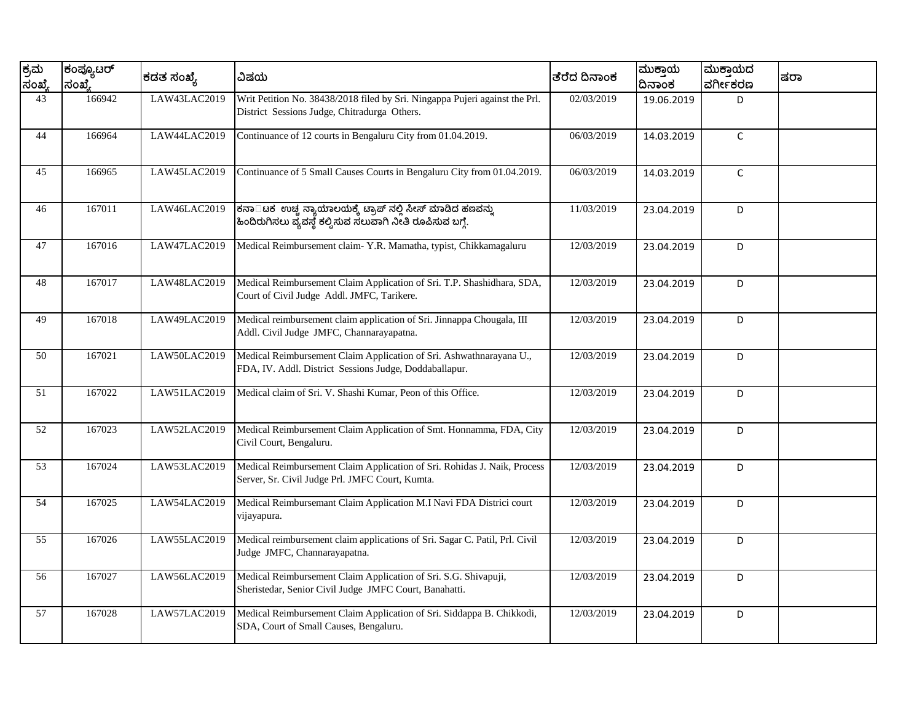| ಕ್ರಮ ಸಂಖ್ಯೆ | ಕಂಪ್ಯೂಟರ್ ಸಂಖ್ಯೆ | ಕಡತ ಸಂಖ್ಯೆ | ವಿಷಯ | ತೆರೆದ ದಿನಾಂಕ | ಮುಕ್ತಾಯ ದಿನಾಂಕ | ಮುಕ್ತಾಯದ ವರ್ಗೀಕರಣ | ಷರಾ |
|---|---|---|---|---|---|---|---|
| 43 | 166942 | LAW43LAC2019 | Writ Petition No. 38438/2018 filed by Sri. Ningappa Pujeri against the Prl. District Sessions Judge, Chitradurga Others. | 02/03/2019 | 19.06.2019 | D | |
| 44 | 166964 | LAW44LAC2019 | Continuance of 12 courts in Bengaluru City from 01.04.2019. | 06/03/2019 | 14.03.2019 | C | |
| 45 | 166965 | LAW45LAC2019 | Continuance of 5 Small Causes Courts in Bengaluru City from 01.04.2019. | 06/03/2019 | 14.03.2019 | C | |
| 46 | 167011 | LAW46LAC2019 | ಕರ್ನಾಟಕ ಉಚ್ಚ ನ್ಯಾಯಾಲಯಕ್ಕೆ ಟ್ರಾಪ್ ನಲ್ಲಿ ಸೀಸ್ ಮಾಡಿದ ಹಣವನ್ನು ಹಿಂದಿರುಗಿಸಲು ವ್ಯವಸ್ಥೆ ಕಲ್ಪಿಸುವ ಸಲುವಾಗಿ ನೀತಿ ರೂಪಿಸುವ ಬಗ್ಗೆ. | 11/03/2019 | 23.04.2019 | D | |
| 47 | 167016 | LAW47LAC2019 | Medical Reimbursement claim- Y.R. Mamatha, typist, Chikkamagaluru | 12/03/2019 | 23.04.2019 | D | |
| 48 | 167017 | LAW48LAC2019 | Medical Reimbursement Claim Application of Sri. T.P. Shashidhara, SDA, Court of Civil Judge Addl. JMFC, Tarikere. | 12/03/2019 | 23.04.2019 | D | |
| 49 | 167018 | LAW49LAC2019 | Medical reimbursement claim application of Sri. Jinnappa Chougala, III Addl. Civil Judge JMFC, Channarayapatna. | 12/03/2019 | 23.04.2019 | D | |
| 50 | 167021 | LAW50LAC2019 | Medical Reimbursement Claim Application of Sri. Ashwathnarayana U., FDA, IV. Addl. District Sessions Judge, Doddaballapur. | 12/03/2019 | 23.04.2019 | D | |
| 51 | 167022 | LAW51LAC2019 | Medical claim of Sri. V. Shashi Kumar, Peon of this Office. | 12/03/2019 | 23.04.2019 | D | |
| 52 | 167023 | LAW52LAC2019 | Medical Reimbursement Claim Application of Smt. Honnamma, FDA, City Civil Court, Bengaluru. | 12/03/2019 | 23.04.2019 | D | |
| 53 | 167024 | LAW53LAC2019 | Medical Reimbursement Claim Application of Sri. Rohidas J. Naik, Process Server, Sr. Civil Judge Prl. JMFC Court, Kumta. | 12/03/2019 | 23.04.2019 | D | |
| 54 | 167025 | LAW54LAC2019 | Medical Reimbursemant Claim Application M.I Navi FDA Districi court vijayapura. | 12/03/2019 | 23.04.2019 | D | |
| 55 | 167026 | LAW55LAC2019 | Medical reimbursement claim applications of Sri. Sagar C. Patil, Prl. Civil Judge JMFC, Channarayapatna. | 12/03/2019 | 23.04.2019 | D | |
| 56 | 167027 | LAW56LAC2019 | Medical Reimbursement Claim Application of Sri. S.G. Shivapuji, Sheristedar, Senior Civil Judge JMFC Court, Banahatti. | 12/03/2019 | 23.04.2019 | D | |
| 57 | 167028 | LAW57LAC2019 | Medical Reimbursement Claim Application of Sri. Siddappa B. Chikkodi, SDA, Court of Small Causes, Bengaluru. | 12/03/2019 | 23.04.2019 | D | |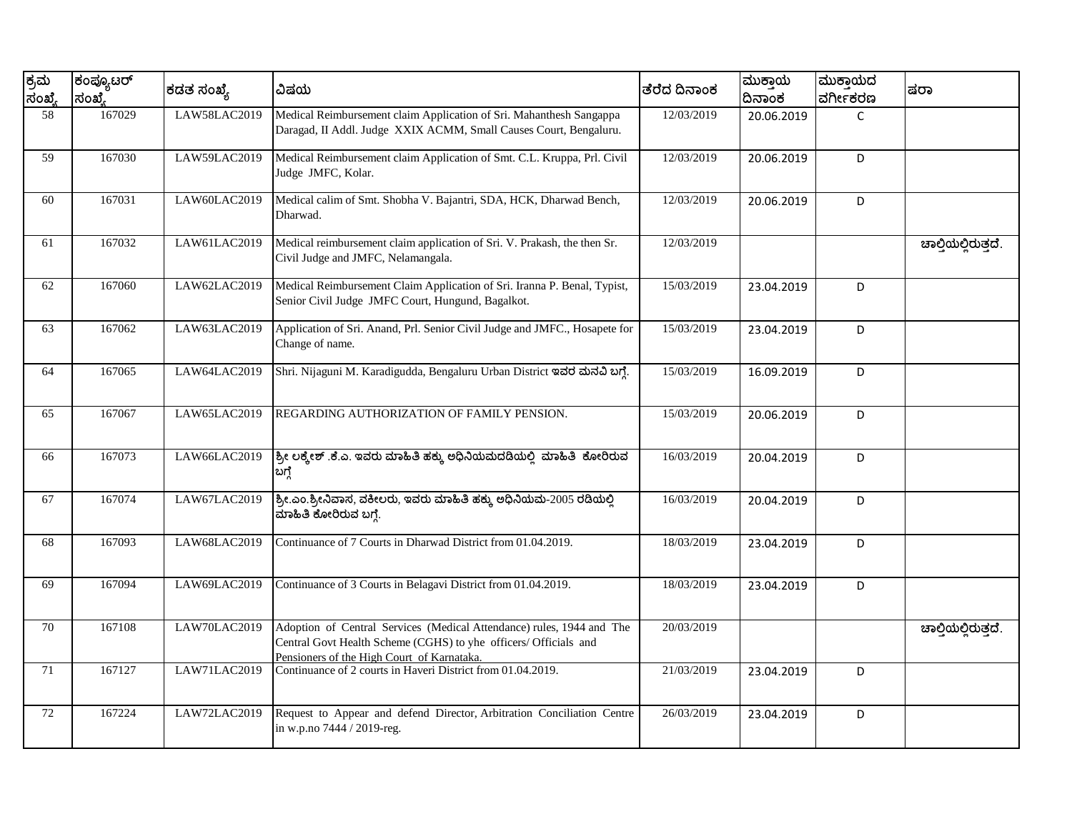| ಕ್ರಮ ಸಂಖ್ಯೆ | ಕಂಪ್ಯೂಟರ್ ಸಂಖ್ಯೆ | ಕಡತ ಸಂಖ್ಯೆ | ವಿಷಯ | ತೆರೆದ ದಿನಾಂಕ | ಮುಕ್ತಾಯ ದಿನಾಂಕ | ಮುಕ್ತಾಯದ ವರ್ಗೀಕರಣ | ಷರಾ |
|---|---|---|---|---|---|---|---|
| 58 | 167029 | LAW58LAC2019 | Medical Reimbursement claim Application of Sri. Mahanthesh Sangappa Daragad, II Addl. Judge XXIX ACMM, Small Causes Court, Bengaluru. | 12/03/2019 | 20.06.2019 | C | |
| 59 | 167030 | LAW59LAC2019 | Medical Reimbursement claim Application of Smt. C.L. Kruppa, Prl. Civil Judge JMFC, Kolar. | 12/03/2019 | 20.06.2019 | D | |
| 60 | 167031 | LAW60LAC2019 | Medical calim of Smt. Shobha V. Bajantri, SDA, HCK, Dharwad Bench, Dharwad. | 12/03/2019 | 20.06.2019 | D | |
| 61 | 167032 | LAW61LAC2019 | Medical reimbursement claim application of Sri. V. Prakash, the then Sr. Civil Judge and JMFC, Nelamangala. | 12/03/2019 | | | ಚಾಲ್ತಿಯಲ್ಲಿರುತ್ತದೆ. |
| 62 | 167060 | LAW62LAC2019 | Medical Reimbursement Claim Application of Sri. Iranna P. Benal, Typist, Senior Civil Judge JMFC Court, Hungund, Bagalkot. | 15/03/2019 | 23.04.2019 | D | |
| 63 | 167062 | LAW63LAC2019 | Application of Sri. Anand, Prl. Senior Civil Judge and JMFC., Hosapete for Change of name. | 15/03/2019 | 23.04.2019 | D | |
| 64 | 167065 | LAW64LAC2019 | Shri. Nijaguni M. Karadigudda, Bengaluru Urban District ಇವರ ಮನವಿ ಬಗ್ಗೆ. | 15/03/2019 | 16.09.2019 | D | |
| 65 | 167067 | LAW65LAC2019 | REGARDING AUTHORIZATION OF FAMILY PENSION. | 15/03/2019 | 20.06.2019 | D | |
| 66 | 167073 | LAW66LAC2019 | ಶ್ರೀ ಲಕ್ಕೇಶ್ .ಕೆ.ಎ. ಇವರು ಮಾಹಿತಿ ಹಕ್ಕು ಅಧಿನಿಯಮದಡಿಯಲ್ಲಿ ಮಾಹಿತಿ ಕೋರಿರುವ ಬಗ್ಗೆ | 16/03/2019 | 20.04.2019 | D | |
| 67 | 167074 | LAW67LAC2019 | ಶ್ರೀ.ಎಂ.ಶ್ರೀನಿವಾಸ, ವಕೀಲರು, ಇವರು ಮಾಹಿತಿ ಹಕ್ಕು ಅಧಿನಿಯಮ-2005 ರಡಿಯಲ್ಲಿ ಮಾಹಿತಿ ಕೋರಿರುವ ಬಗ್ಗೆ. | 16/03/2019 | 20.04.2019 | D | |
| 68 | 167093 | LAW68LAC2019 | Continuance of 7 Courts in Dharwad District from 01.04.2019. | 18/03/2019 | 23.04.2019 | D | |
| 69 | 167094 | LAW69LAC2019 | Continuance of 3 Courts in Belagavi District from 01.04.2019. | 18/03/2019 | 23.04.2019 | D | |
| 70 | 167108 | LAW70LAC2019 | Adoption of Central Services (Medical Attendance) rules, 1944 and The Central Govt Health Scheme (CGHS) to yhe officers/ Officials and Pensioners of the High Court of Karnataka. | 20/03/2019 | | | ಚಾಲ್ತಿಯಲ್ಲಿರುತ್ತದೆ. |
| 71 | 167127 | LAW71LAC2019 | Continuance of 2 courts in Haveri District from 01.04.2019. | 21/03/2019 | 23.04.2019 | D | |
| 72 | 167224 | LAW72LAC2019 | Request to Appear and defend Director, Arbitration Conciliation Centre in w.p.no 7444 / 2019-reg. | 26/03/2019 | 23.04.2019 | D | |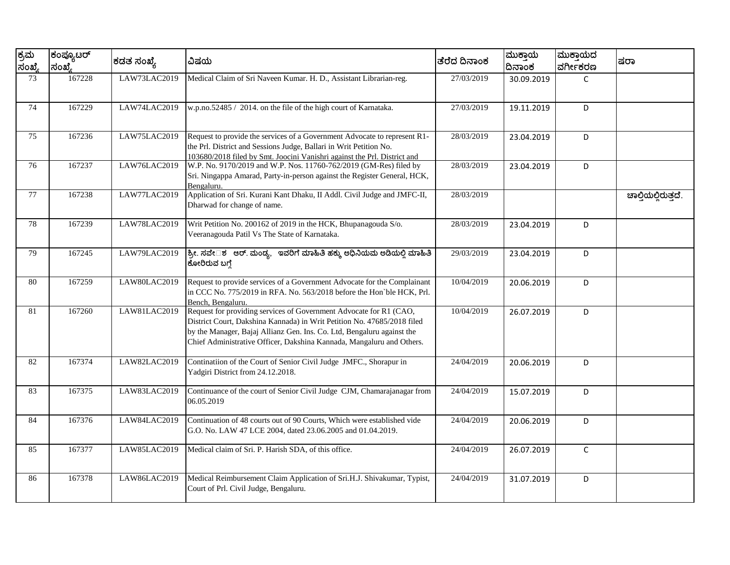| ಕ್ರಮ ಸಂಖ್ಯೆ | ಕಂಪ್ಯೂಟರ್ ಸಂಖ್ಯೆ | ಕಡತ ಸಂಖ್ಯೆ | ವಿಷಯ | ತೆರೆದ ದಿನಾಂಕ | ಮುಕ್ತಾಯ ದಿನಾಂಕ | ಮುಕ್ತಾಯದ ವರ್ಗೀಕರಣ | ಷರಾ |
|---|---|---|---|---|---|---|---|
| 73 | 167228 | LAW73LAC2019 | Medical Claim of Sri Naveen Kumar. H. D., Assistant Librarian-reg. | 27/03/2019 | 30.09.2019 | C | |
| 74 | 167229 | LAW74LAC2019 | w.p.no.52485 / 2014. on the file of the high court of Karnataka. | 27/03/2019 | 19.11.2019 | D | |
| 75 | 167236 | LAW75LAC2019 | Request to provide the services of a Government Advocate to represent R1- the Prl. District and Sessions Judge, Ballari in Writ Petition No. 103680/2018 filed by Smt. Joocini Vanishri against the Prl. District and | 28/03/2019 | 23.04.2019 | D | |
| 76 | 167237 | LAW76LAC2019 | W.P. No. 9170/2019 and W.P. Nos. 11760-762/2019 (GM-Res) filed by Sri. Ningappa Amarad, Party-in-person against the Register General, HCK, Bengaluru. | 28/03/2019 | 23.04.2019 | D | |
| 77 | 167238 | LAW77LAC2019 | Application of Sri. Kurani Kant Dhaku, II Addl. Civil Judge and JMFC-II, Dharwad for change of name. | 28/03/2019 | | | ಚಾಲ್ತಿಯಲ್ಲಿರುತ್ತದೆ. |
| 78 | 167239 | LAW78LAC2019 | Writ Petition No. 200162 of 2019 in the HCK, Bhupanagouda S/o. Veeranagouda Patil Vs The State of Karnataka. | 28/03/2019 | 23.04.2019 | D | |
| 79 | 167245 | LAW79LAC2019 | ಶ್ರೀ. ಸರ್ವೇಶ ಆರ್. ಮಂಡ್ಯ, ಇವರಿಗೆ ಮಾಹಿತಿ ಹಕ್ಕು ಅಧಿನಿಯಮ ಅಡಿಯಲ್ಲಿ ಮಾಹಿತಿ ಕೋರಿರುವ ಬಗ್ಗೆ | 29/03/2019 | 23.04.2019 | D | |
| 80 | 167259 | LAW80LAC2019 | Request to provide services of a Government Advocate for the Complainant in CCC No. 775/2019 in RFA. No. 563/2018 before the Hon`ble HCK, Prl. Bench, Bengaluru. | 10/04/2019 | 20.06.2019 | D | |
| 81 | 167260 | LAW81LAC2019 | Request for providing services of Government Advocate for R1 (CAO, District Court, Dakshina Kannada) in Writ Petition No. 47685/2018 filed by the Manager, Bajaj Allianz Gen. Ins. Co. Ltd, Bengaluru against the Chief Administrative Officer, Dakshina Kannada, Mangaluru and Others. | 10/04/2019 | 26.07.2019 | D | |
| 82 | 167374 | LAW82LAC2019 | Continatiion of the Court of Senior Civil Judge JMFC., Shorapur in Yadgiri District from 24.12.2018. | 24/04/2019 | 20.06.2019 | D | |
| 83 | 167375 | LAW83LAC2019 | Continuance of the court of Senior Civil Judge CJM, Chamarajanagar from 06.05.2019 | 24/04/2019 | 15.07.2019 | D | |
| 84 | 167376 | LAW84LAC2019 | Continuation of 48 courts out of 90 Courts, Which were established vide G.O. No. LAW 47 LCE 2004, dated 23.06.2005 and 01.04.2019. | 24/04/2019 | 20.06.2019 | D | |
| 85 | 167377 | LAW85LAC2019 | Medical claim of Sri. P. Harish SDA, of this office. | 24/04/2019 | 26.07.2019 | C | |
| 86 | 167378 | LAW86LAC2019 | Medical Reimbursement Claim Application of Sri.H.J. Shivakumar, Typist, Court of Prl. Civil Judge, Bengaluru. | 24/04/2019 | 31.07.2019 | D | |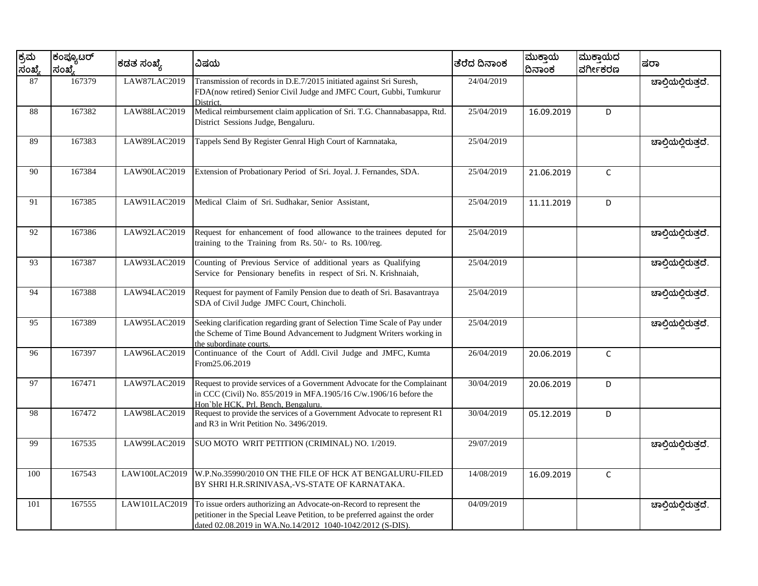| ಕ್ರಮ ಸಂಖ್ಯೆ | ಕಂಪ್ಯೂಟರ್ ಸಂಖ್ಯೆ | ಕಡತ ಸಂಖ್ಯೆ | ವಿಷಯ | ತೆರೆದ ದಿನಾಂಕ | ಮುಕ್ತಾಯ ದಿನಾಂಕ | ಮುಕ್ತಾಯದ ವರ್ಗೀಕರಣ | ಷರಾ |
|---|---|---|---|---|---|---|---|
| 87 | 167379 | LAW87LAC2019 | Transmission of records in D.E.7/2015 initiated against Sri Suresh, FDA(now retired) Senior Civil Judge and JMFC Court, Gubbi, Tumkurur District. | 24/04/2019 | | | ಚಾಲ್ತಿಯಲ್ಲಿರುತ್ತದೆ. |
| 88 | 167382 | LAW88LAC2019 | Medical reimbursement claim application of Sri. T.G. Channabasappa, Rtd. District Sessions Judge, Bengaluru. | 25/04/2019 | 16.09.2019 | D | |
| 89 | 167383 | LAW89LAC2019 | Tappels Send By Register Genral High Court of Karnnataka, | 25/04/2019 | | | ಚಾಲ್ತಿಯಲ್ಲಿರುತ್ತದೆ. |
| 90 | 167384 | LAW90LAC2019 | Extension of Probationary Period of Sri. Joyal. J. Fernandes, SDA. | 25/04/2019 | 21.06.2019 | C | |
| 91 | 167385 | LAW91LAC2019 | Medical Claim of Sri. Sudhakar, Senior Assistant, | 25/04/2019 | 11.11.2019 | D | |
| 92 | 167386 | LAW92LAC2019 | Request for enhancement of food allowance to the trainees deputed for training to the Training from Rs. 50/- to Rs. 100/reg. | 25/04/2019 | | | ಚಾಲ್ತಿಯಲ್ಲಿರುತ್ತದೆ. |
| 93 | 167387 | LAW93LAC2019 | Counting of Previous Service of additional years as Qualifying Service for Pensionary benefits in respect of Sri. N. Krishnaiah, | 25/04/2019 | | | ಚಾಲ್ತಿಯಲ್ಲಿರುತ್ತದೆ. |
| 94 | 167388 | LAW94LAC2019 | Request for payment of Family Pension due to death of Sri. Basavantraya SDA of Civil Judge JMFC Court, Chincholi. | 25/04/2019 | | | ಚಾಲ್ತಿಯಲ್ಲಿರುತ್ತದೆ. |
| 95 | 167389 | LAW95LAC2019 | Seeking clarification regarding grant of Selection Time Scale of Pay under the Scheme of Time Bound Advancement to Judgment Writers working in the subordinate courts. | 25/04/2019 | | | ಚಾಲ್ತಿಯಲ್ಲಿರುತ್ತದೆ. |
| 96 | 167397 | LAW96LAC2019 | Continuance of the Court of Addl. Civil Judge and JMFC, Kumta From25.06.2019 | 26/04/2019 | 20.06.2019 | C | |
| 97 | 167471 | LAW97LAC2019 | Request to provide services of a Government Advocate for the Complainant in CCC (Civil) No. 855/2019 in MFA.1905/16 C/w.1906/16 before the Hon`ble HCK, Prl. Bench, Bengaluru. | 30/04/2019 | 20.06.2019 | D | |
| 98 | 167472 | LAW98LAC2019 | Request to provide the services of a Government Advocate to represent R1 and R3 in Writ Petition No. 3496/2019. | 30/04/2019 | 05.12.2019 | D | |
| 99 | 167535 | LAW99LAC2019 | SUO MOTO WRIT PETITION (CRIMINAL) NO. 1/2019. | 29/07/2019 | | | ಚಾಲ್ತಿಯಲ್ಲಿರುತ್ತದೆ. |
| 100 | 167543 | LAW100LAC2019 | W.P.No.35990/2010 ON THE FILE OF HCK AT BENGALURU-FILED BY SHRI H.R.SRINIVASA,-VS-STATE OF KARNATAKA. | 14/08/2019 | 16.09.2019 | C | |
| 101 | 167555 | LAW101LAC2019 | To issue orders authorizing an Advocate-on-Record to represent the petitioner in the Special Leave Petition, to be preferred against the order dated 02.08.2019 in WA.No.14/2012 1040-1042/2012 (S-DIS). | 04/09/2019 | | | ಚಾಲ್ತಿಯಲ್ಲಿರುತ್ತದೆ. |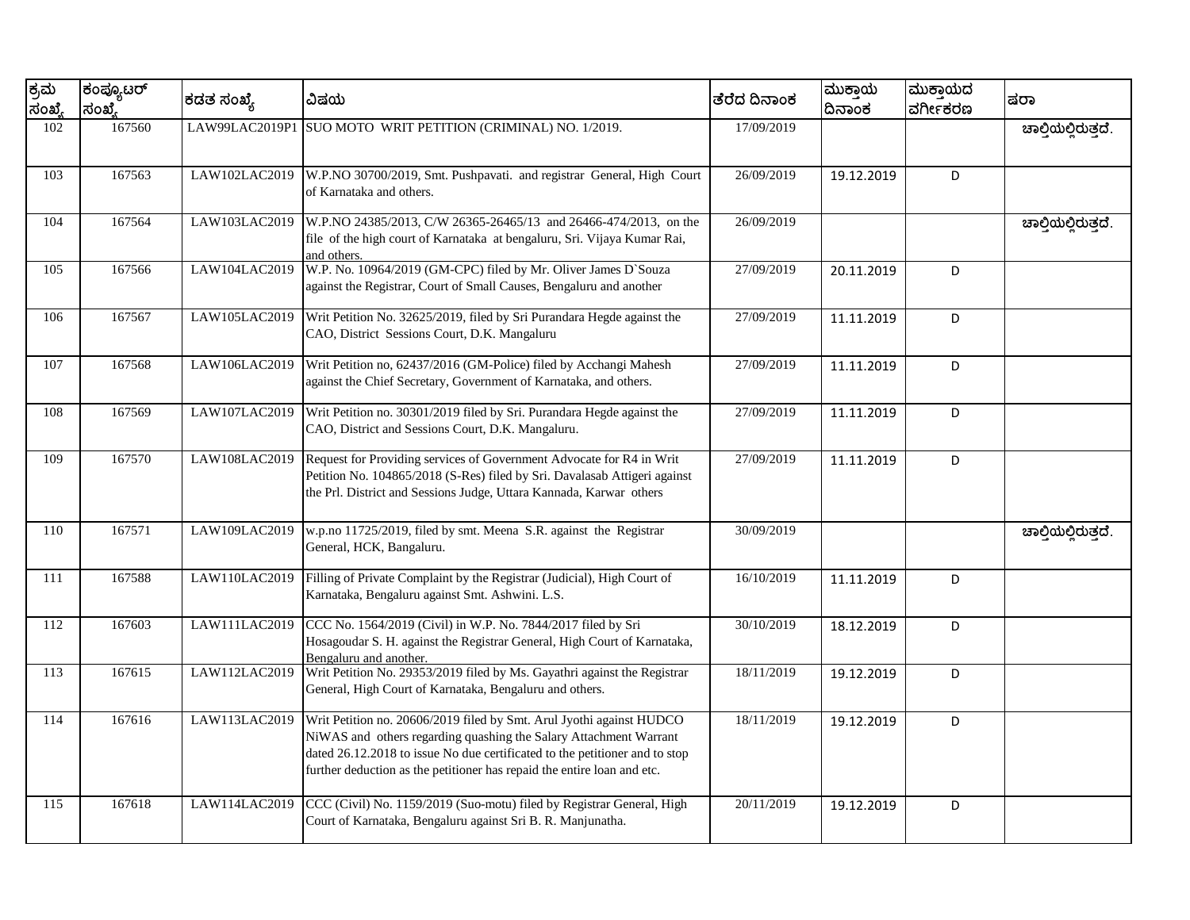| ಕ್ರಮ ಸಂಖ್ಯೆ | ಕಂಪ್ಯೂಟರ್ ಸಂಖ್ಯೆ | ಕಡತ ಸಂಖ್ಯೆ | ವಿಷಯ | ತೆರೆದ ದಿನಾಂಕ | ಮುಕ್ತಾಯ ದಿನಾಂಕ | ಮುಕ್ತಾಯದ ವರ್ಗೀಕರಣ | ಷರಾ |
|---|---|---|---|---|---|---|---|
| 102 | 167560 | LAW99LAC2019P1 | SUO MOTO WRIT PETITION (CRIMINAL) NO. 1/2019. | 17/09/2019 | | | ಚಾಲ್ತಿಯಲ್ಲಿರುತ್ತದೆ. |
| 103 | 167563 | LAW102LAC2019 | W.P.NO 30700/2019, Smt. Pushpavati. and registrar General, High Court of Karnataka and others. | 26/09/2019 | 19.12.2019 | D | |
| 104 | 167564 | LAW103LAC2019 | W.P.NO 24385/2013, C/W 26365-26465/13 and 26466-474/2013, on the file of the high court of Karnataka at bengaluru, Sri. Vijaya Kumar Rai, and others. | 26/09/2019 | | | ಚಾಲ್ತಿಯಲ್ಲಿರುತ್ತದೆ. |
| 105 | 167566 | LAW104LAC2019 | W.P. No. 10964/2019 (GM-CPC) filed by Mr. Oliver James D`Souza against the Registrar, Court of Small Causes, Bengaluru and another | 27/09/2019 | 20.11.2019 | D | |
| 106 | 167567 | LAW105LAC2019 | Writ Petition No. 32625/2019, filed by Sri Purandara Hegde against the CAO, District Sessions Court, D.K. Mangaluru | 27/09/2019 | 11.11.2019 | D | |
| 107 | 167568 | LAW106LAC2019 | Writ Petition no, 62437/2016 (GM-Police) filed by Acchangi Mahesh against the Chief Secretary, Government of Karnataka, and others. | 27/09/2019 | 11.11.2019 | D | |
| 108 | 167569 | LAW107LAC2019 | Writ Petition no. 30301/2019 filed by Sri. Purandara Hegde against the CAO, District and Sessions Court, D.K. Mangaluru. | 27/09/2019 | 11.11.2019 | D | |
| 109 | 167570 | LAW108LAC2019 | Request for Providing services of Government Advocate for R4 in Writ Petition No. 104865/2018 (S-Res) filed by Sri. Davalasab Attigeri against the Prl. District and Sessions Judge, Uttara Kannada, Karwar others | 27/09/2019 | 11.11.2019 | D | |
| 110 | 167571 | LAW109LAC2019 | w.p.no 11725/2019, filed by smt. Meena S.R. against the Registrar General, HCK, Bangaluru. | 30/09/2019 | | | ಚಾಲ್ತಿಯಲ್ಲಿರುತ್ತದೆ. |
| 111 | 167588 | LAW110LAC2019 | Filling of Private Complaint by the Registrar (Judicial), High Court of Karnataka, Bengaluru against Smt. Ashwini. L.S. | 16/10/2019 | 11.11.2019 | D | |
| 112 | 167603 | LAW111LAC2019 | CCC No. 1564/2019 (Civil) in W.P. No. 7844/2017 filed by Sri Hosagoudar S. H. against the Registrar General, High Court of Karnataka, Bengaluru and another. | 30/10/2019 | 18.12.2019 | D | |
| 113 | 167615 | LAW112LAC2019 | Writ Petition No. 29353/2019 filed by Ms. Gayathri against the Registrar General, High Court of Karnataka, Bengaluru and others. | 18/11/2019 | 19.12.2019 | D | |
| 114 | 167616 | LAW113LAC2019 | Writ Petition no. 20606/2019 filed by Smt. Arul Jyothi against HUDCO NiWAS and others regarding quashing the Salary Attachment Warrant dated 26.12.2018 to issue No due certificated to the petitioner and to stop further deduction as the petitioner has repaid the entire loan and etc. | 18/11/2019 | 19.12.2019 | D | |
| 115 | 167618 | LAW114LAC2019 | CCC (Civil) No. 1159/2019 (Suo-motu) filed by Registrar General, High Court of Karnataka, Bengaluru against Sri B. R. Manjunatha. | 20/11/2019 | 19.12.2019 | D | |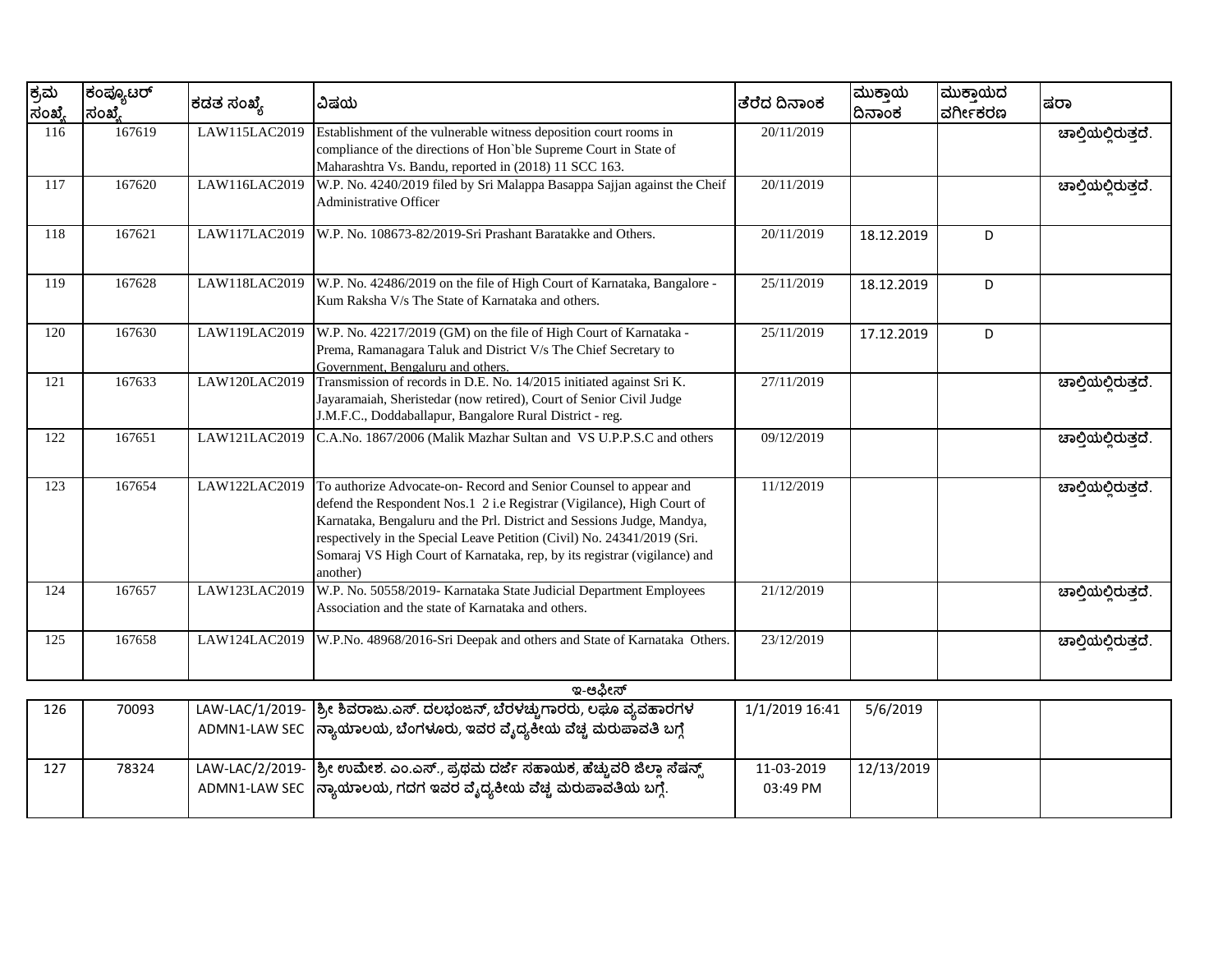| ಕ್ರಮ ಸಂಖ್ಯೆ | ಕಂಪ್ಯೂಟರ್ ಸಂಖ್ಯೆ | ಕಡತ ಸಂಖ್ಯೆ | ವಿಷಯ | ತೆರೆದ ದಿನಾಂಕ | ಮುಕ್ತಾಯ ದಿನಾಂಕ | ಮುಕ್ತಾಯದ ವರ್ಗೀಕರಣ | ಷರಾ |
|---|---|---|---|---|---|---|---|
| 116 | 167619 | LAW115LAC2019 | Establishment of the vulnerable witness deposition court rooms in compliance of the directions of Hon`ble Supreme Court in State of Maharashtra Vs. Bandu, reported in (2018) 11 SCC 163. | 20/11/2019 | | | ಚಾಲ್ತಿಯಲ್ಲಿರುತ್ತದೆ. |
| 117 | 167620 | LAW116LAC2019 | W.P. No. 4240/2019 filed by Sri Malappa Basappa Sajjan against the Cheif Administrative Officer | 20/11/2019 | | | ಚಾಲ್ತಿಯಲ್ಲಿರುತ್ತದೆ. |
| 118 | 167621 | LAW117LAC2019 | W.P. No. 108673-82/2019-Sri Prashant Baratakke and Others. | 20/11/2019 | 18.12.2019 | D | |
| 119 | 167628 | LAW118LAC2019 | W.P. No. 42486/2019 on the file of High Court of Karnataka, Bangalore - Kum Raksha V/s The State of Karnataka and others. | 25/11/2019 | 18.12.2019 | D | |
| 120 | 167630 | LAW119LAC2019 | W.P. No. 42217/2019 (GM) on the file of High Court of Karnataka - Prema, Ramanagara Taluk and District V/s The Chief Secretary to Government, Bengaluru and others. | 25/11/2019 | 17.12.2019 | D | |
| 121 | 167633 | LAW120LAC2019 | Transmission of records in D.E. No. 14/2015 initiated against Sri K. Jayaramaiah, Sheristedar (now retired), Court of Senior Civil Judge J.M.F.C., Doddaballapur, Bangalore Rural District - reg. | 27/11/2019 | | | ಚಾಲ್ತಿಯಲ್ಲಿರುತ್ತದೆ. |
| 122 | 167651 | LAW121LAC2019 | C.A.No. 1867/2006 (Malik Mazhar Sultan and VS U.P.P.S.C and others | 09/12/2019 | | | ಚಾಲ್ತಿಯಲ್ಲಿರುತ್ತದೆ. |
| 123 | 167654 | LAW122LAC2019 | To authorize Advocate-on- Record and Senior Counsel to appear and defend the Respondent Nos.1 2 i.e Registrar (Vigilance), High Court of Karnataka, Bengaluru and the Prl. District and Sessions Judge, Mandya, respectively in the Special Leave Petition (Civil) No. 24341/2019 (Sri. Somaraj VS High Court of Karnataka, rep, by its registrar (vigilance) and another) | 11/12/2019 | | | ಚಾಲ್ತಿಯಲ್ಲಿರುತ್ತದೆ. |
| 124 | 167657 | LAW123LAC2019 | W.P. No. 50558/2019- Karnataka State Judicial Department Employees Association and the state of Karnataka and others. | 21/12/2019 | | | ಚಾಲ್ತಿಯಲ್ಲಿರುತ್ತದೆ. |
| 125 | 167658 | LAW124LAC2019 | W.P.No. 48968/2016-Sri Deepak and others and State of Karnataka Others. | 23/12/2019 | | | ಚಾಲ್ತಿಯಲ್ಲಿರುತ್ತದೆ. |
| | | | **ಇ-ಆಫೀಸ್** | | | | |
| 126 | 70093 | LAW-LAC/1/2019-ADMN1-LAW SEC | ಶ್ರೀ ಶಿವರಾಜು.ಎಸ್. ದಲಭಂಜನ್, ಬೆರಳಚ್ಚುಗಾರರು, ಲಘು ವ್ಯವಹಾರಗಳ ನ್ಯಾಯಾಲಯ, ಬೆಂಗಳೂರು, ಇವರ ವೈದ್ಯಕೀಯ ವೆಚ್ಚ ಮರುಪಾವತಿ ಬಗ್ಗೆ | 1/1/2019 16:41 | 5/6/2019 | | |
| 127 | 78324 | LAW-LAC/2/2019-ADMN1-LAW SEC | ಶ್ರೀ ಉಮೇಶ. ಎಂ.ಎಸ್., ಪ್ರಥಮ ದರ್ಜೆ ಸಹಾಯಕ, ಹೆಚ್ಚುವರಿ ಜಿಲ್ಲಾ ಸೆಷನ್ಸ್ ನ್ಯಾಯಾಲಯ, ಗದಗ ಇವರ ವೈದ್ಯಕೀಯ ವೆಚ್ಚ ಮರುಪಾವತಿಯ ಬಗ್ಗೆ. | 11-03-2019 03:49 PM | 12/13/2019 | | |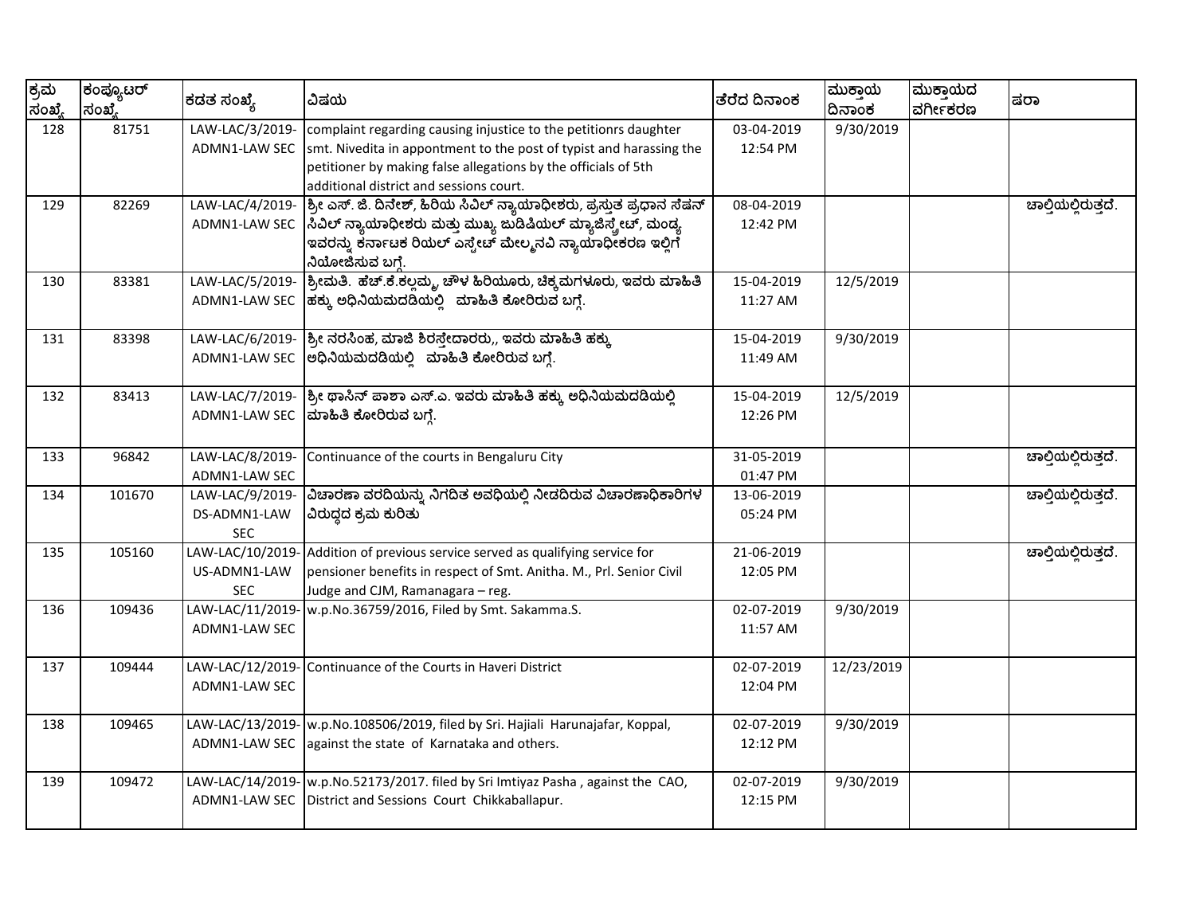| ಕ್ರಮ ಸಂಖ್ಯೆ | ಕಂಪ್ಯೂಟರ್ ಸಂಖ್ಯೆ | ಕಡತ ಸಂಖ್ಯೆ | ವಿಷಯ | ತೆರೆದ ದಿನಾಂಕ | ಮುಕ್ತಾಯ ದಿನಾಂಕ | ಮುಕ್ತಾಯದ ವರ್ಗೀಕರಣ | ಷರಾ |
|---|---|---|---|---|---|---|---|
| 128 | 81751 | LAW-LAC/3/2019-ADMN1-LAW SEC | complaint regarding causing injustice to the petitionrs daughter smt. Nivedita in appontment to the post of typist and harassing the petitioner by making false allegations by the officials of 5th additional district and sessions court. | 03-04-2019 12:54 PM | 9/30/2019 | | |
| 129 | 82269 | LAW-LAC/4/2019-ADMN1-LAW SEC | ಶ್ರೀ ಎಸ್. ಜಿ. ದಿನೇಶ್, ಹಿರಿಯ ಸಿವಿಲ್ ನ್ಯಾಯಾಧೀಶರು, ಪ್ರಸ್ತುತ ಪ್ರಧಾನ ಸೆಷನ್ ಸಿವಿಲ್ ನ್ಯಾಯಾಧೀಶರು ಮತ್ತು ಮುಖ್ಯ ಜುಡಿಷಿಯಲ್ ಮ್ಯಾಜಿಸ್ಟ್ರೇಟ್, ಮಂಡ್ಯ ಇವರನ್ನು ಕರ್ನಾಟಕ ರಿಯಲ್ ಎಸ್ಟೇಟ್ ಮೇಲ್ಮನವಿ ನ್ಯಾಯಾಧೀಕರಣ ಇಲ್ಲಿಗೆ ನಿಯೋಜಿಸುವ ಬಗ್ಗೆ. | 08-04-2019 12:42 PM | | | ಚಾಲ್ತಿಯಲ್ಲಿರುತ್ತದೆ. |
| 130 | 83381 | LAW-LAC/5/2019-ADMN1-LAW SEC | ಶ್ರೀಮತಿ. ಹೆಚ್.ಕೆ.ಕಲ್ಲಮ್ಮ, ಚೌಳ ಹಿರಿಯೂರು, ಚಿಕ್ಕಮಗಳೂರು, ಇವರು ಮಾಹಿತಿ ಹಕ್ಕು ಅಧಿನಿಯಮದಡಿಯಲ್ಲಿ ಮಾಹಿತಿ ಕೋರಿರುವ ಬಗ್ಗೆ. | 15-04-2019 11:27 AM | 12/5/2019 | | |
| 131 | 83398 | LAW-LAC/6/2019-ADMN1-LAW SEC | ಶ್ರೀ ನರಸಿಂಹ, ಮಾಜಿ ಶಿರಸ್ತೇದಾರರು,, ಇವರು ಮಾಹಿತಿ ಹಕ್ಕು ಅಧಿನಿಯಮದಡಿಯಲ್ಲಿ ಮಾಹಿತಿ ಕೋರಿರುವ ಬಗ್ಗೆ. | 15-04-2019 11:49 AM | 9/30/2019 | | |
| 132 | 83413 | LAW-LAC/7/2019-ADMN1-LAW SEC | ಶ್ರೀ ಥಾಸಿನ್ ಪಾಶಾ ಎಸ್.ಎ. ಇವರು ಮಾಹಿತಿ ಹಕ್ಕು ಅಧಿನಿಯಮದಡಿಯಲ್ಲಿ ಮಾಹಿತಿ ಕೋರಿರುವ ಬಗ್ಗೆ. | 15-04-2019 12:26 PM | 12/5/2019 | | |
| 133 | 96842 | LAW-LAC/8/2019-ADMN1-LAW SEC | Continuance of the courts in Bengaluru City | 31-05-2019 01:47 PM | | | ಚಾಲ್ತಿಯಲ್ಲಿರುತ್ತದೆ. |
| 134 | 101670 | LAW-LAC/9/2019-DS-ADMN1-LAW SEC | ವಿಚಾರಣಾ ವರದಿಯನ್ನು ನಿಗದಿತ ಅವಧಿಯಲ್ಲಿ ನೀಡದಿರುವ ವಿಚಾರಣಾಧಿಕಾರಿಗಳ ವಿರುದ್ಧದ ಕ್ರಮ ಕುರಿತು | 13-06-2019 05:24 PM | | | ಚಾಲ್ತಿಯಲ್ಲಿರುತ್ತದೆ. |
| 135 | 105160 | LAW-LAC/10/2019-US-ADMN1-LAW SEC | Addition of previous service served as qualifying service for pensioner benefits in respect of Smt. Anitha. M., Prl. Senior Civil Judge and CJM, Ramanagara – reg. | 21-06-2019 12:05 PM | | | ಚಾಲ್ತಿಯಲ್ಲಿರುತ್ತದೆ. |
| 136 | 109436 | LAW-LAC/11/2019-ADMN1-LAW SEC | w.p.No.36759/2016, Filed by Smt. Sakamma.S. | 02-07-2019 11:57 AM | 9/30/2019 | | |
| 137 | 109444 | LAW-LAC/12/2019-ADMN1-LAW SEC | Continuance of the Courts in Haveri District | 02-07-2019 12:04 PM | 12/23/2019 | | |
| 138 | 109465 | LAW-LAC/13/2019-ADMN1-LAW SEC | w.p.No.108506/2019, filed by Sri. Hajiali Harunajafar, Koppal, against the state of Karnataka and others. | 02-07-2019 12:12 PM | 9/30/2019 | | |
| 139 | 109472 | LAW-LAC/14/2019-ADMN1-LAW SEC | w.p.No.52173/2017. filed by Sri Imtiyaz Pasha , against the CAO, District and Sessions Court Chikkaballapur. | 02-07-2019 12:15 PM | 9/30/2019 | | |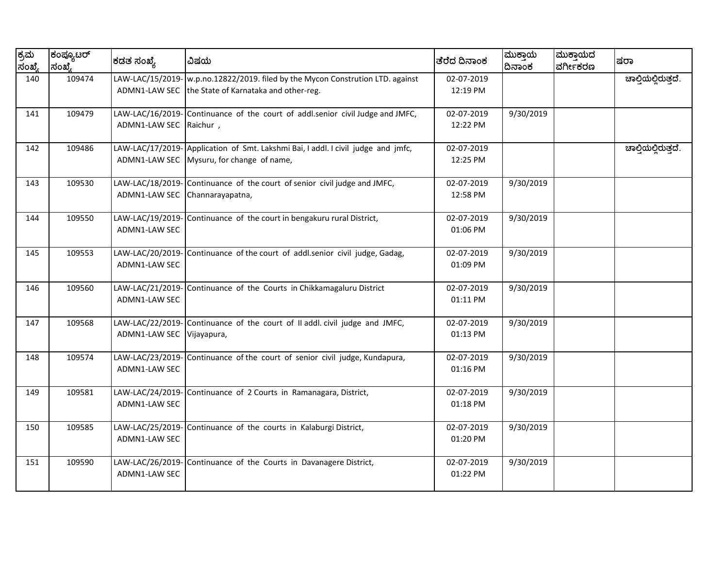| ಕ್ರಮ ಸಂಖ್ಯೆ | ಕಂಪ್ಯೂಟರ್ ಸಂಖ್ಯೆ | ಕಡತ ಸಂಖ್ಯೆ | ವಿಷಯ | ತೆರೆದ ದಿನಾಂಕ | ಮುಕ್ತಾಯ ದಿನಾಂಕ | ಮುಕ್ತಾಯದ ವರ್ಗೀಕರಣ | ಷರಾ |
|---|---|---|---|---|---|---|---|
| 140 | 109474 | LAW-LAC/15/2019-ADMN1-LAW SEC | w.p.no.12822/2019. filed by the Mycon Constrution LTD. against the State of Karnataka and other-reg. | 02-07-2019 12:19 PM | | | ಚಾಲ್ತಿಯಲ್ಲಿರುತ್ತದೆ. |
| 141 | 109479 | LAW-LAC/16/2019-ADMN1-LAW SEC | Continuance of the court of addl.senior civil Judge and JMFC, Raichur , | 02-07-2019 12:22 PM | 9/30/2019 | | |
| 142 | 109486 | LAW-LAC/17/2019-ADMN1-LAW SEC | Application of Smt. Lakshmi Bai, I addl. I civil judge and jmfc, Mysuru, for change of name, | 02-07-2019 12:25 PM | | | ಚಾಲ್ತಿಯಲ್ಲಿರುತ್ತದೆ. |
| 143 | 109530 | LAW-LAC/18/2019-ADMN1-LAW SEC | Continuance of the court of senior civil judge and JMFC, Channarayapatna, | 02-07-2019 12:58 PM | 9/30/2019 | | |
| 144 | 109550 | LAW-LAC/19/2019-ADMN1-LAW SEC | Continuance of the court in bengakuru rural District, | 02-07-2019 01:06 PM | 9/30/2019 | | |
| 145 | 109553 | LAW-LAC/20/2019-ADMN1-LAW SEC | Continuance of the court of addl.senior civil judge, Gadag, | 02-07-2019 01:09 PM | 9/30/2019 | | |
| 146 | 109560 | LAW-LAC/21/2019-ADMN1-LAW SEC | Continuance of the Courts in Chikkamagaluru District | 02-07-2019 01:11 PM | 9/30/2019 | | |
| 147 | 109568 | LAW-LAC/22/2019-ADMN1-LAW SEC | Continuance of the court of II addl. civil judge and JMFC, Vijayapura, | 02-07-2019 01:13 PM | 9/30/2019 | | |
| 148 | 109574 | LAW-LAC/23/2019-ADMN1-LAW SEC | Continuance of the court of senior civil judge, Kundapura, | 02-07-2019 01:16 PM | 9/30/2019 | | |
| 149 | 109581 | LAW-LAC/24/2019-ADMN1-LAW SEC | Continuance of 2 Courts in Ramanagara, District, | 02-07-2019 01:18 PM | 9/30/2019 | | |
| 150 | 109585 | LAW-LAC/25/2019-ADMN1-LAW SEC | Continuance of the courts in Kalaburgi District, | 02-07-2019 01:20 PM | 9/30/2019 | | |
| 151 | 109590 | LAW-LAC/26/2019-ADMN1-LAW SEC | Continuance of the Courts in Davanagere District, | 02-07-2019 01:22 PM | 9/30/2019 | | |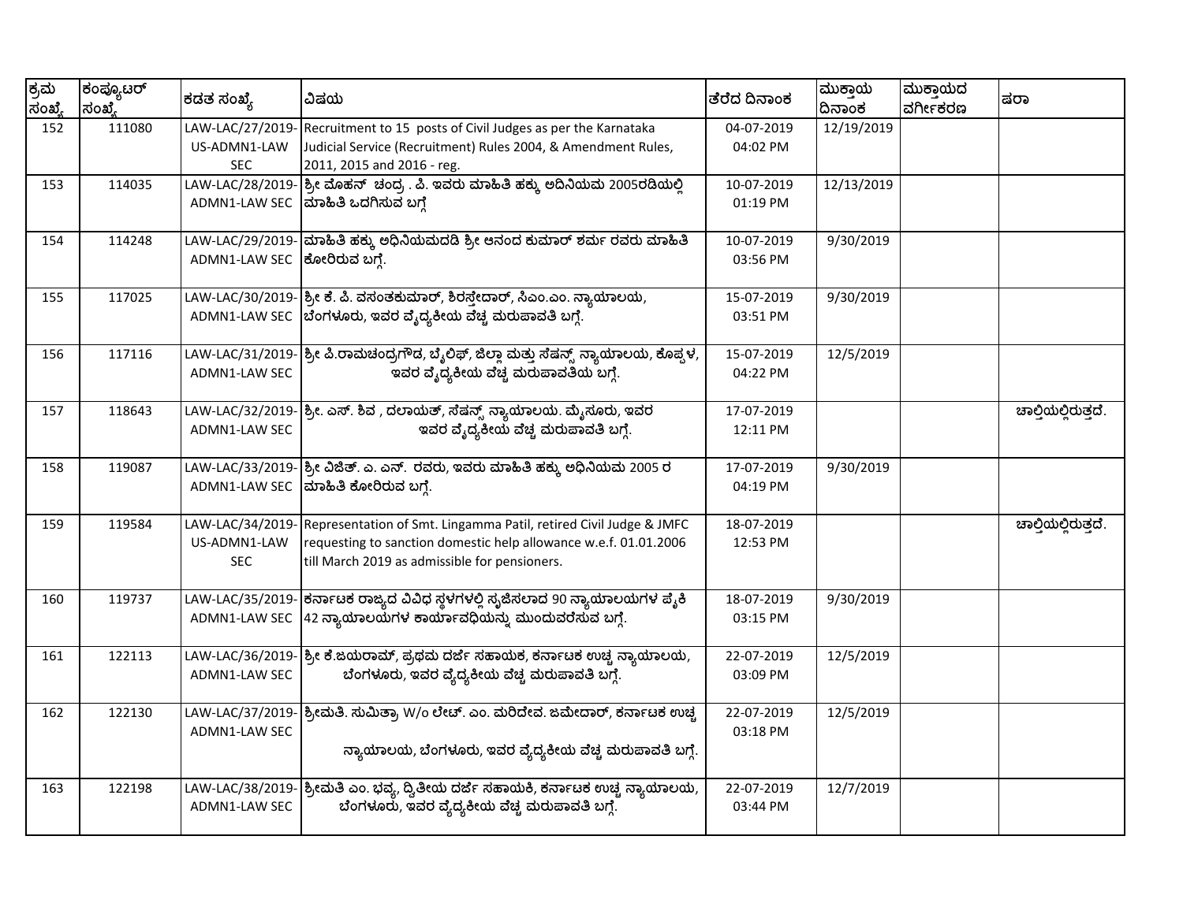| ಕ್ರಮ ಸಂಖ್ಯೆ | ಕಂಪ್ಯೂಟರ್ ಸಂಖ್ಯೆ | ಕಡತ ಸಂಖ್ಯೆ | ವಿಷಯ | ತೆರೆದ ದಿನಾಂಕ | ಮುಕ್ತಾಯ ದಿನಾಂಕ | ಮುಕ್ತಾಯದ ವರ್ಗೀಕರಣ | ಷರಾ |
|---|---|---|---|---|---|---|---|
| 152 | 111080 | LAW-LAC/27/2019-US-ADMN1-LAW SEC | Recruitment to 15 posts of Civil Judges as per the Karnataka Judicial Service (Recruitment) Rules 2004, & Amendment Rules, 2011, 2015 and 2016 - reg. | 04-07-2019 04:02 PM | 12/19/2019 | | |
| 153 | 114035 | LAW-LAC/28/2019-ADMN1-LAW SEC | ಶ್ರೀ ಮೋಹನ್ ಚಂದ್ರ . ಪಿ. ಇವರು ಮಾಹಿತಿ ಹಕ್ಕು ಅದಿನಿಯಮ 2005ರಡಿಯಲ್ಲಿ ಮಾಹಿತಿ ಒದಗಿಸುವ ಬಗ್ಗೆ | 10-07-2019 01:19 PM | 12/13/2019 | | |
| 154 | 114248 | LAW-LAC/29/2019-ADMN1-LAW SEC | ಮಾಹಿತಿ ಹಕ್ಕು ಅಧಿನಿಯಮದಡಿ ಶ್ರೀ ಆನಂದ ಕುಮಾರ್ ಶರ್ಮ ರವರು ಮಾಹಿತಿ ಕೋರಿರುವ ಬಗ್ಗೆ. | 10-07-2019 03:56 PM | 9/30/2019 | | |
| 155 | 117025 | LAW-LAC/30/2019-ADMN1-LAW SEC | ಶ್ರೀ ಕೆ. ಪಿ. ವಸಂತಕುಮಾರ್, ಶಿರಸ್ತೇದಾರ್, ಸಿಎಂ.ಎಂ. ನ್ಯಾಯಾಲಯ, ಬೆಂಗಳೂರು, ಇವರ ವೈದ್ಯಕೀಯ ವೆಚ್ಚ ಮರುಪಾವತಿ ಬಗ್ಗೆ. | 15-07-2019 03:51 PM | 9/30/2019 | | |
| 156 | 117116 | LAW-LAC/31/2019-ADMN1-LAW SEC | ಶ್ರೀ ಪಿ.ರಾಮಚಂದ್ರಗೌಡ, ಬೈಲಿಫ್, ಜಿಲ್ಲಾ ಮತ್ತು ಸೆಷನ್ಸ್ ನ್ಯಾಯಾಲಯ, ಕೊಪ್ಪಳ, ಇವರ ವೈದ್ಯಕೀಯ ವೆಚ್ಚ ಮರುಪಾವತಿಯ ಬಗ್ಗೆ. | 15-07-2019 04:22 PM | 12/5/2019 | | |
| 157 | 118643 | LAW-LAC/32/2019-ADMN1-LAW SEC | ಶ್ರೀ. ಎಸ್. ಶಿವ , ದಲಾಯತ್, ಸೆಷನ್ಸ್ ನ್ಯಾಯಾಲಯ. ಮೈಸೂರು, ಇವರ ಇವರ ವೈದ್ಯಕೀಯ ವೆಚ್ಚ ಮರುಪಾವತಿ ಬಗ್ಗೆ. | 17-07-2019 12:11 PM | | | ಚಾಲ್ತಿಯಲ್ಲಿರುತ್ತದೆ. |
| 158 | 119087 | LAW-LAC/33/2019-ADMN1-LAW SEC | ಶ್ರೀ ವಿಜಿತ್. ಎ. ಎನ್. ರವರು, ಇವರು ಮಾಹಿತಿ ಹಕ್ಕು ಅಧಿನಿಯಮ 2005 ರ ಮಾಹಿತಿ ಕೋರಿರುವ ಬಗ್ಗೆ. | 17-07-2019 04:19 PM | 9/30/2019 | | |
| 159 | 119584 | LAW-LAC/34/2019-US-ADMN1-LAW SEC | Representation of Smt. Lingamma Patil, retired Civil Judge & JMFC requesting to sanction domestic help allowance w.e.f. 01.01.2006 till March 2019 as admissible for pensioners. | 18-07-2019 12:53 PM | | | ಚಾಲ್ತಿಯಲ್ಲಿರುತ್ತದೆ. |
| 160 | 119737 | LAW-LAC/35/2019-ADMN1-LAW SEC | ಕರ್ನಾಟಕ ರಾಜ್ಯದ ವಿವಿಧ ಸ್ಥಳಗಳಲ್ಲಿ ಸೃಜಿಸಲಾದ 90 ನ್ಯಾಯಾಲಯಗಳ ಪೈಕಿ 42 ನ್ಯಾಯಾಲಯಗಳ ಕಾರ್ಯಾವಧಿಯನ್ನು ಮುಂದುವರೆಸುವ ಬಗ್ಗೆ. | 18-07-2019 03:15 PM | 9/30/2019 | | |
| 161 | 122113 | LAW-LAC/36/2019-ADMN1-LAW SEC | ಶ್ರೀ ಕೆ.ಜಯರಾಮ್, ಪ್ರಥಮ ದರ್ಜೆ ಸಹಾಯಕ, ಕರ್ನಾಟಕ ಉಚ್ಚ ನ್ಯಾಯಾಲಯ, ಬೆಂಗಳೂರು, ಇವರ ವೈದ್ಯಕೀಯ ವೆಚ್ಚ ಮರುಪಾವತಿ ಬಗ್ಗೆ. | 22-07-2019 03:09 PM | 12/5/2019 | | |
| 162 | 122130 | LAW-LAC/37/2019-ADMN1-LAW SEC | ಶ್ರೀಮತಿ. ಸುಮಿತ್ರಾ W/o ಲೇಟ್. ಎಂ. ಮರಿದೇವ. ಜಮೇದಾರ್, ಕರ್ನಾಟಕ ಉಚ್ಚ ನ್ಯಾಯಾಲಯ, ಬೆಂಗಳೂರು, ಇವರ ವೈದ್ಯಕೀಯ ವೆಚ್ಚ ಮರುಪಾವತಿ ಬಗ್ಗೆ. | 22-07-2019 03:18 PM | 12/5/2019 | | |
| 163 | 122198 | LAW-LAC/38/2019-ADMN1-LAW SEC | ಶ್ರೀಮತಿ ಎಂ. ಭವ್ಯ, ದ್ವಿತೀಯ ದರ್ಜೆ ಸಹಾಯಕಿ, ಕರ್ನಾಟಕ ಉಚ್ಚ ನ್ಯಾಯಾಲಯ, ಬೆಂಗಳೂರು, ಇವರ ವೈದ್ಯಕೀಯ ವೆಚ್ಚ ಮರುಪಾವತಿ ಬಗ್ಗೆ. | 22-07-2019 03:44 PM | 12/7/2019 | | |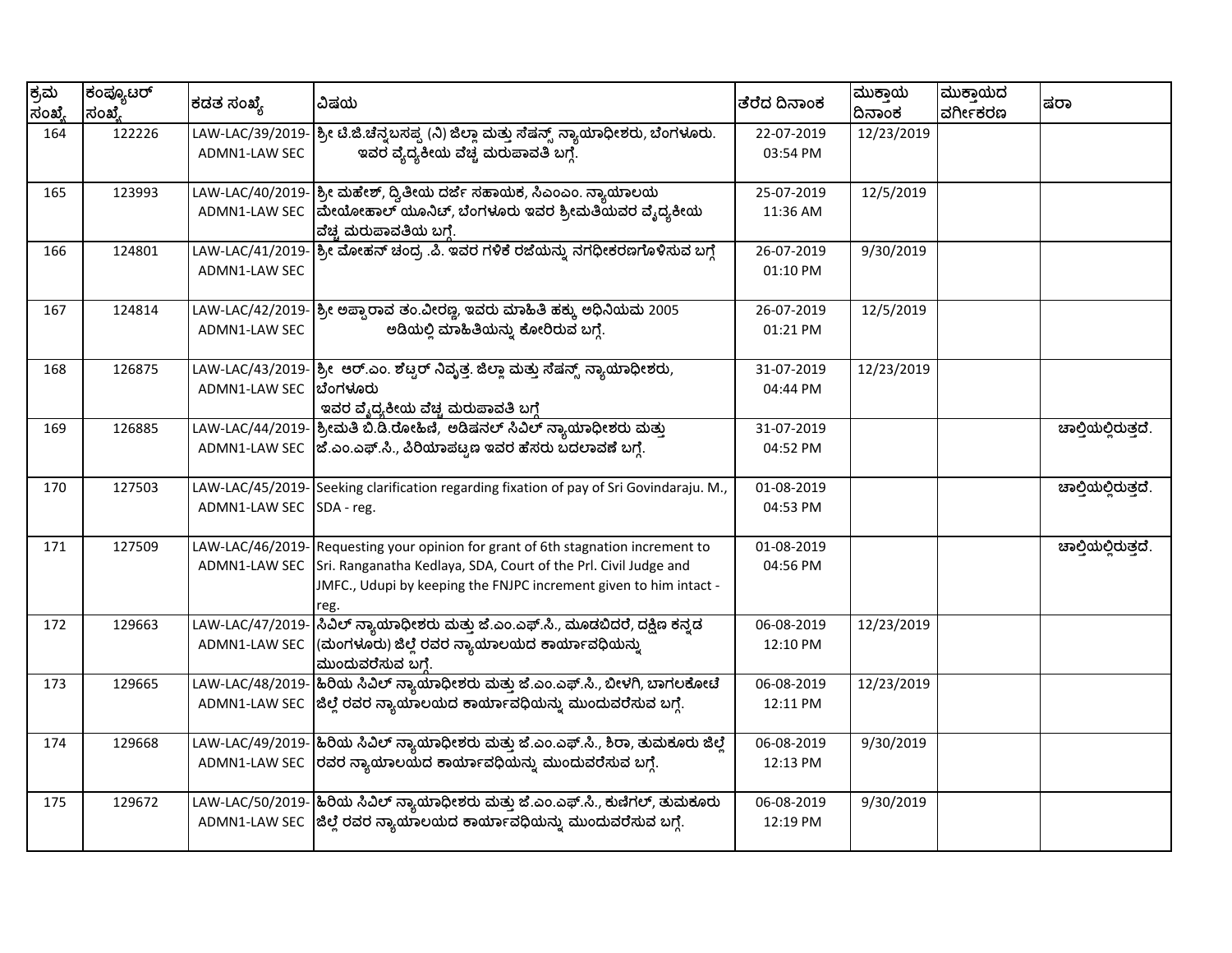| ಕ್ರಮ ಸಂಖ್ಯೆ | ಕಂಪ್ಯೂಟರ್ ಸಂಖ್ಯೆ | ಕಡತ ಸಂಖ್ಯೆ | ವಿಷಯ | ತೆರೆದ ದಿನಾಂಕ | ಮುಕ್ತಾಯ ದಿನಾಂಕ | ಮುಕ್ತಾಯದ ವರ್ಗೀಕರಣ | ಷರಾ |
|---|---|---|---|---|---|---|---|
| 164 | 122226 | LAW-LAC/39/2019-ADMN1-LAW SEC | ಶ್ರೀ ಟಿ.ಜಿ.ಚೆನ್ನಬಸಪ್ಪ (ನಿ) ಜಿಲ್ಲಾ ಮತ್ತು ಸೆಷನ್ಸ್ ನ್ಯಾಯಾಧೀಶರು, ಬೆಂಗಳೂರು. ಇವರ ವೈದ್ಯಕೀಯ ವೆಚ್ಚ ಮರುಪಾವತಿ ಬಗ್ಗೆ. | 22-07-2019 03:54 PM | 12/23/2019 | | |
| 165 | 123993 | LAW-LAC/40/2019-ADMN1-LAW SEC | ಶ್ರೀ ಮಹೇಶ್, ದ್ವಿತೀಯ ದರ್ಜೆ ಸಹಾಯಕ, ಸಿಎಂಎಂ. ನ್ಯಾಯಾಲಯ ಮೇಯೋಹಾಲ್ ಯೂನಿಟ್, ಬೆಂಗಳೂರು ಇವರ ಶ್ರೀಮತಿಯವರ ವೈದ್ಯಕೀಯ ವೆಚ್ಚ ಮರುಪಾವತಿಯ ಬಗ್ಗೆ. | 25-07-2019 11:36 AM | 12/5/2019 | | |
| 166 | 124801 | LAW-LAC/41/2019-ADMN1-LAW SEC | ಶ್ರೀ ಮೋಹನ್ ಚಂದ್ರ .ಪಿ. ಇವರ ಗಳಿಕೆ ರಜೆಯನ್ನು ನಗಧೀಕರಣಗೊಳಿಸುವ ಬಗ್ಗೆ | 26-07-2019 01:10 PM | 9/30/2019 | | |
| 167 | 124814 | LAW-LAC/42/2019-ADMN1-LAW SEC | ಶ್ರೀ ಅಪ್ಪಾರಾವ ತಂ.ವೀರಣ್ಣ, ಇವರು ಮಾಹಿತಿ ಹಕ್ಕು ಅಧಿನಿಯಮ 2005 ಅಡಿಯಲ್ಲಿ ಮಾಹಿತಿಯನ್ನು ಕೋರಿರುವ ಬಗ್ಗೆ. | 26-07-2019 01:21 PM | 12/5/2019 | | |
| 168 | 126875 | LAW-LAC/43/2019-ADMN1-LAW SEC | ಶ್ರೀ ಆರ್.ಎಂ. ಶೆಟ್ಟರ್ ನಿವೃತ್ತ. ಜಿಲ್ಲಾ ಮತ್ತು ಸೆಷನ್ಸ್ ನ್ಯಾಯಾಧೀಶರು, ಬೆಂಗಳೂರು ಇವರ ವೈದ್ಯಕೀಯ ವೆಚ್ಚ ಮರುಪಾವತಿ ಬಗ್ಗೆ | 31-07-2019 04:44 PM | 12/23/2019 | | |
| 169 | 126885 | LAW-LAC/44/2019-ADMN1-LAW SEC | ಶ್ರೀಮತಿ ಬಿ.ಡಿ.ರೋಹಿಣಿ, ಅಡಿಷನಲ್ ಸಿವಿಲ್ ನ್ಯಾಯಾಧೀಶರು ಮತ್ತು ಜೆ.ಎಂ.ಎಫ್.ಸಿ., ಪಿರಿಯಾಪಟ್ಟಣ ಇವರ ಹೆಸರು ಬದಲಾವಣೆ ಬಗ್ಗೆ. | 31-07-2019 04:52 PM | | | ಚಾಲ್ತಿಯಲ್ಲಿರುತ್ತದೆ. |
| 170 | 127503 | LAW-LAC/45/2019-ADMN1-LAW SEC | Seeking clarification regarding fixation of pay of Sri Govindaraju. M., SDA - reg. | 01-08-2019 04:53 PM | | | ಚಾಲ್ತಿಯಲ್ಲಿರುತ್ತದೆ. |
| 171 | 127509 | LAW-LAC/46/2019-ADMN1-LAW SEC | Requesting your opinion for grant of 6th stagnation increment to Sri. Ranganatha Kedlaya, SDA, Court of the Prl. Civil Judge and JMFC., Udupi by keeping the FNJPC increment given to him intact - reg. | 01-08-2019 04:56 PM | | | ಚಾಲ್ತಿಯಲ್ಲಿರುತ್ತದೆ. |
| 172 | 129663 | LAW-LAC/47/2019-ADMN1-LAW SEC | ಸಿವಿಲ್ ನ್ಯಾಯಾಧೀಶರು ಮತ್ತು ಜೆ.ಎಂ.ಎಫ್.ಸಿ., ಮೂಡಬಿದರೆ, ದಕ್ಷಿಣ ಕನ್ನಡ (ಮಂಗಳೂರು) ಜಿಲ್ಲೆ ರವರ ನ್ಯಾಯಾಲಯದ ಕಾರ್ಯಾವಧಿಯನ್ನು ಮುಂದುವರೆಸುವ ಬಗ್ಗೆ. | 06-08-2019 12:10 PM | 12/23/2019 | | |
| 173 | 129665 | LAW-LAC/48/2019-ADMN1-LAW SEC | ಹಿರಿಯ ಸಿವಿಲ್ ನ್ಯಾಯಾಧೀಶರು ಮತ್ತು ಜೆ.ಎಂ.ಎಫ್.ಸಿ., ಬೀಳಗಿ, ಬಾಗಲಕೋಟೆ ಜಿಲ್ಲೆ ರವರ ನ್ಯಾಯಾಲಯದ ಕಾರ್ಯಾವಧಿಯನ್ನು ಮುಂದುವರೆಸುವ ಬಗ್ಗೆ. | 06-08-2019 12:11 PM | 12/23/2019 | | |
| 174 | 129668 | LAW-LAC/49/2019-ADMN1-LAW SEC | ಹಿರಿಯ ಸಿವಿಲ್ ನ್ಯಾಯಾಧೀಶರು ಮತ್ತು ಜೆ.ಎಂ.ಎಫ್.ಸಿ., ಶಿರಾ, ತುಮಕೂರು ಜಿಲ್ಲೆ ರವರ ನ್ಯಾಯಾಲಯದ ಕಾರ್ಯಾವಧಿಯನ್ನು ಮುಂದುವರೆಸುವ ಬಗ್ಗೆ. | 06-08-2019 12:13 PM | 9/30/2019 | | |
| 175 | 129672 | LAW-LAC/50/2019-ADMN1-LAW SEC | ಹಿರಿಯ ಸಿವಿಲ್ ನ್ಯಾಯಾಧೀಶರು ಮತ್ತು ಜೆ.ಎಂ.ಎಫ್.ಸಿ., ಕುಣಿಗಲ್, ತುಮಕೂರು ಜಿಲ್ಲೆ ರವರ ನ್ಯಾಯಾಲಯದ ಕಾರ್ಯಾವಧಿಯನ್ನು ಮುಂದುವರೆಸುವ ಬಗ್ಗೆ. | 06-08-2019 12:19 PM | 9/30/2019 | | |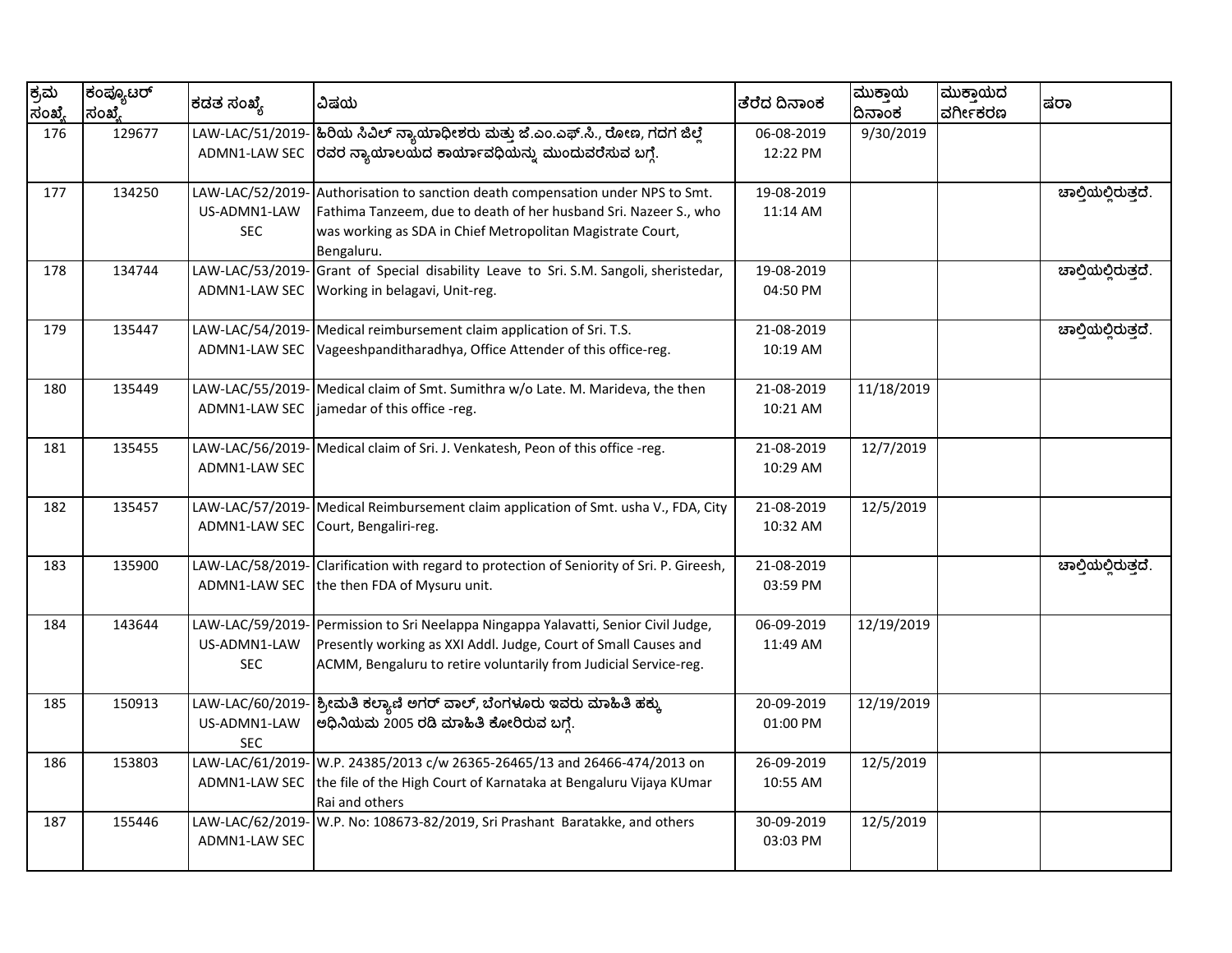| ಕ್ರಮ ಸಂಖ್ಯೆ | ಕಂಪ್ಯೂಟರ್ ಸಂಖ್ಯೆ | ಕಡತ ಸಂಖ್ಯೆ | ವಿಷಯ | ತೆರೆದ ದಿನಾಂಕ | ಮುಕ್ತಾಯ ದಿನಾಂಕ | ಮುಕ್ತಾಯದ ವರ್ಗೀಕರಣ | ಷರಾ |
|---|---|---|---|---|---|---|---|
| 176 | 129677 | LAW-LAC/51/2019-ADMN1-LAW SEC | ಹಿರಿಯ ಸಿವಿಲ್ ನ್ಯಾಯಾಧೀಶರು ಮತ್ತು ಜೆ.ಎಂ.ಎಫ್.ಸಿ., ರೋಣ, ಗದಗ ಜಿಲ್ಲೆ ರವರ ನ್ಯಾಯಾಲಯದ ಕಾರ್ಯಾವಧಿಯನ್ನು ಮುಂದುವರೆಸುವ ಬಗ್ಗೆ. | 06-08-2019 12:22 PM | 9/30/2019 | | |
| 177 | 134250 | LAW-LAC/52/2019-US-ADMN1-LAW SEC | Authorisation to sanction death compensation under NPS to Smt. Fathima Tanzeem, due to death of her husband Sri. Nazeer S., who was working as SDA in Chief Metropolitan Magistrate Court, Bengaluru. | 19-08-2019 11:14 AM | | | ಚಾಲ್ತಿಯಲ್ಲಿರುತ್ತದೆ. |
| 178 | 134744 | LAW-LAC/53/2019-ADMN1-LAW SEC | Grant of Special disability Leave to Sri. S.M. Sangoli, sheristedar, Working in belagavi, Unit-reg. | 19-08-2019 04:50 PM | | | ಚಾಲ್ತಿಯಲ್ಲಿರುತ್ತದೆ. |
| 179 | 135447 | LAW-LAC/54/2019-ADMN1-LAW SEC | Medical reimbursement claim application of Sri. T.S. Vageeshpanditharadhya, Office Attender of this office-reg. | 21-08-2019 10:19 AM | | | ಚಾಲ್ತಿಯಲ್ಲಿರುತ್ತದೆ. |
| 180 | 135449 | LAW-LAC/55/2019-ADMN1-LAW SEC | Medical claim of Smt. Sumithra w/o Late. M. Marideva, the then jamedar of this office -reg. | 21-08-2019 10:21 AM | 11/18/2019 | | |
| 181 | 135455 | LAW-LAC/56/2019-ADMN1-LAW SEC | Medical claim of Sri. J. Venkatesh, Peon of this office -reg. | 21-08-2019 10:29 AM | 12/7/2019 | | |
| 182 | 135457 | LAW-LAC/57/2019-ADMN1-LAW SEC | Medical Reimbursement claim application of Smt. usha V., FDA, City Court, Bengaliri-reg. | 21-08-2019 10:32 AM | 12/5/2019 | | |
| 183 | 135900 | LAW-LAC/58/2019-ADMN1-LAW SEC | Clarification with regard to protection of Seniority of Sri. P. Gireesh, the then FDA of Mysuru unit. | 21-08-2019 03:59 PM | | | ಚಾಲ್ತಿಯಲ್ಲಿರುತ್ತದೆ. |
| 184 | 143644 | LAW-LAC/59/2019-US-ADMN1-LAW SEC | Permission to Sri Neelappa Ningappa Yalavatti, Senior Civil Judge, Presently working as XXI Addl. Judge, Court of Small Causes and ACMM, Bengaluru to retire voluntarily from Judicial Service-reg. | 06-09-2019 11:49 AM | 12/19/2019 | | |
| 185 | 150913 | LAW-LAC/60/2019-US-ADMN1-LAW SEC | ಶ್ರೀಮತಿ ಕಲ್ಯಾಣಿ ಅಗರ್ ವಾಲ್, ಬೆಂಗಳೂರು ಇವರು ಮಾಹಿತಿ ಹಕ್ಕು ಅಧಿನಿಯಮ 2005 ರಡಿ ಮಾಹಿತಿ ಕೋರಿರುವ ಬಗ್ಗೆ. | 20-09-2019 01:00 PM | 12/19/2019 | | |
| 186 | 153803 | LAW-LAC/61/2019-ADMN1-LAW SEC | W.P. 24385/2013 c/w 26365-26465/13 and 26466-474/2013 on the file of the High Court of Karnataka at Bengaluru Vijaya KUmar Rai and others | 26-09-2019 10:55 AM | 12/5/2019 | | |
| 187 | 155446 | LAW-LAC/62/2019-ADMN1-LAW SEC | W.P. No: 108673-82/2019, Sri Prashant Baratakke, and others | 30-09-2019 03:03 PM | 12/5/2019 | | |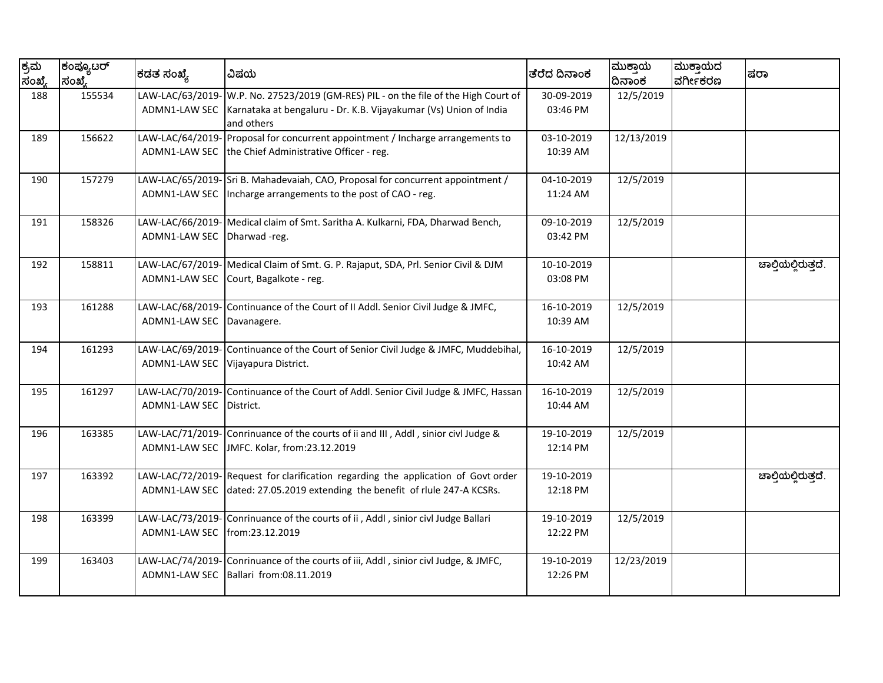| ಕ್ರಮ ಸಂಖ್ಯೆ | ಕಂಪ್ಯೂಟರ್ ಸಂಖ್ಯೆ | ಕಡತ ಸಂಖ್ಯೆ | ವಿಷಯ | ತೆರೆದ ದಿನಾಂಕ | ಮುಕ್ತಾಯ ದಿನಾಂಕ | ಮುಕ್ತಾಯದ ವರ್ಗೀಕರಣ | ಷರಾ |
|---|---|---|---|---|---|---|---|
| 188 | 155534 | LAW-LAC/63/2019-ADMN1-LAW SEC | W.P. No. 27523/2019 (GM-RES) PIL - on the file of the High Court of Karnataka at bengaluru - Dr. K.B. Vijayakumar (Vs) Union of India and others | 30-09-2019 03:46 PM | 12/5/2019 | | |
| 189 | 156622 | LAW-LAC/64/2019-ADMN1-LAW SEC | Proposal for concurrent appointment / Incharge arrangements to the Chief Administrative Officer - reg. | 03-10-2019 10:39 AM | 12/13/2019 | | |
| 190 | 157279 | LAW-LAC/65/2019-ADMN1-LAW SEC | Sri B. Mahadevaiah, CAO, Proposal for concurrent appointment / Incharge arrangements to the post of CAO - reg. | 04-10-2019 11:24 AM | 12/5/2019 | | |
| 191 | 158326 | LAW-LAC/66/2019-ADMN1-LAW SEC | Medical claim of Smt. Saritha A. Kulkarni, FDA, Dharwad Bench, Dharwad -reg. | 09-10-2019 03:42 PM | 12/5/2019 | | |
| 192 | 158811 | LAW-LAC/67/2019-ADMN1-LAW SEC | Medical Claim of Smt. G. P. Rajaput, SDA, Prl. Senior Civil & DJM Court, Bagalkote - reg. | 10-10-2019 03:08 PM | | | ಚಾಲ್ತಿಯಲ್ಲಿರುತ್ತದೆ. |
| 193 | 161288 | LAW-LAC/68/2019-ADMN1-LAW SEC | Continuance of the Court of II Addl. Senior Civil Judge & JMFC, Davanagere. | 16-10-2019 10:39 AM | 12/5/2019 | | |
| 194 | 161293 | LAW-LAC/69/2019-ADMN1-LAW SEC | Continuance of the Court of Senior Civil Judge & JMFC, Muddebihal, Vijayapura District. | 16-10-2019 10:42 AM | 12/5/2019 | | |
| 195 | 161297 | LAW-LAC/70/2019-ADMN1-LAW SEC | Continuance of the Court of Addl. Senior Civil Judge & JMFC, Hassan District. | 16-10-2019 10:44 AM | 12/5/2019 | | |
| 196 | 163385 | LAW-LAC/71/2019-ADMN1-LAW SEC | Conrinuance of the courts of ii and III , Addl , sinior civl Judge & JMFC. Kolar, from:23.12.2019 | 19-10-2019 12:14 PM | 12/5/2019 | | |
| 197 | 163392 | LAW-LAC/72/2019-ADMN1-LAW SEC | Request for clarification regarding the application of Govt order dated: 27.05.2019 extending the benefit of rlule 247-A KCSRs. | 19-10-2019 12:18 PM | | | ಚಾಲ್ತಿಯಲ್ಲಿರುತ್ತದೆ. |
| 198 | 163399 | LAW-LAC/73/2019-ADMN1-LAW SEC | Conrinuance of the courts of ii , Addl , sinior civl Judge Ballari from:23.12.2019 | 19-10-2019 12:22 PM | 12/5/2019 | | |
| 199 | 163403 | LAW-LAC/74/2019-ADMN1-LAW SEC | Conrinuance of the courts of iii, Addl , sinior civl Judge, & JMFC, Ballari from:08.11.2019 | 19-10-2019 12:26 PM | 12/23/2019 | | |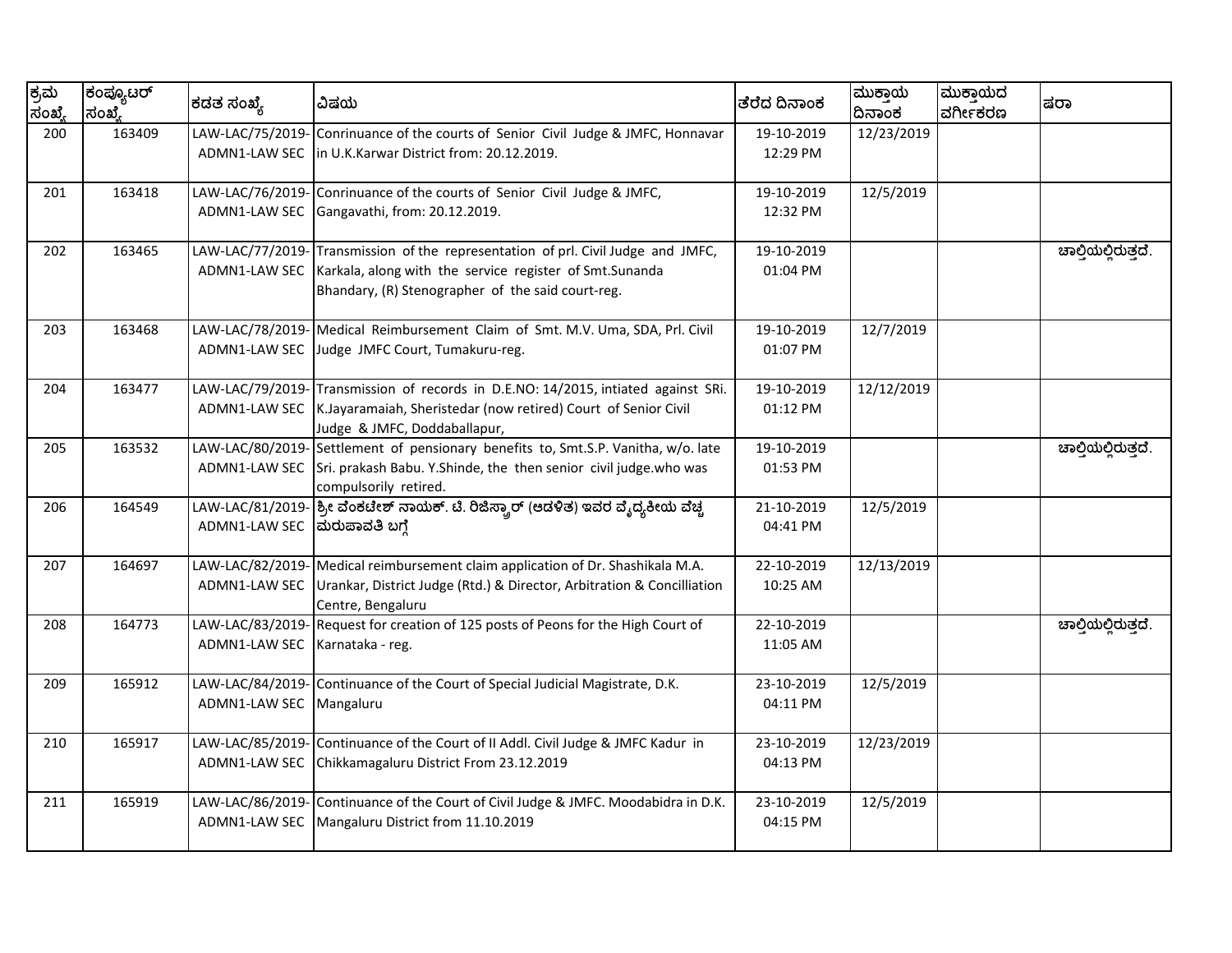| ಕ್ರಮ ಸಂಖ್ಯೆ | ಕಂಪ್ಯೂಟರ್ ಸಂಖ್ಯೆ | ಕಡತ ಸಂಖ್ಯೆ | ವಿಷಯ | ತೆರೆದ ದಿನಾಂಕ | ಮುಕ್ತಾಯ ದಿನಾಂಕ | ಮುಕ್ತಾಯದ ವರ್ಗೀಕರಣ | ಷರಾ |
|---|---|---|---|---|---|---|---|
| 200 | 163409 | LAW-LAC/75/2019-ADMN1-LAW SEC | Conrinuance of the courts of Senior Civil Judge & JMFC, Honnavar in U.K.Karwar District from: 20.12.2019. | 19-10-2019 12:29 PM | 12/23/2019 | | |
| 201 | 163418 | LAW-LAC/76/2019-ADMN1-LAW SEC | Conrinuance of the courts of Senior Civil Judge & JMFC, Gangavathi, from: 20.12.2019. | 19-10-2019 12:32 PM | 12/5/2019 | | |
| 202 | 163465 | LAW-LAC/77/2019-ADMN1-LAW SEC | Transmission of the representation of prl. Civil Judge and JMFC, Karkala, along with the service register of Smt.Sunanda Bhandary, (R) Stenographer of the said court-reg. | 19-10-2019 01:04 PM | | | ಚಾಲ್ತಿಯಲ್ಲಿರುತ್ತದೆ. |
| 203 | 163468 | LAW-LAC/78/2019-ADMN1-LAW SEC | Medical Reimbursement Claim of Smt. M.V. Uma, SDA, Prl. Civil Judge JMFC Court, Tumakuru-reg. | 19-10-2019 01:07 PM | 12/7/2019 | | |
| 204 | 163477 | LAW-LAC/79/2019-ADMN1-LAW SEC | Transmission of records in D.E.NO: 14/2015, intiated against SRi. K.Jayaramaiah, Sheristedar (now retired) Court of Senior Civil Judge & JMFC, Doddaballapur, | 19-10-2019 01:12 PM | 12/12/2019 | | |
| 205 | 163532 | LAW-LAC/80/2019-ADMN1-LAW SEC | Settlement of pensionary benefits to, Smt.S.P. Vanitha, w/o. late Sri. prakash Babu. Y.Shinde, the then senior civil judge.who was compulsorily retired. | 19-10-2019 01:53 PM | | | ಚಾಲ್ತಿಯಲ್ಲಿರುತ್ತದೆ. |
| 206 | 164549 | LAW-LAC/81/2019-ADMN1-LAW SEC | ಶ್ರೀ ವೆಂಕಟೇಶ್ ನಾಯಕ್. ಟಿ. ರಿಜಿಸ್ಟ್ರಾರ್ (ಆಡಳಿತ) ಇವರ ವೈದ್ಯಕೀಯ ವೆಚ್ಚ ಮರುಪಾವತಿ ಬಗ್ಗೆ | 21-10-2019 04:41 PM | 12/5/2019 | | |
| 207 | 164697 | LAW-LAC/82/2019-ADMN1-LAW SEC | Medical reimbursement claim application of Dr. Shashikala M.A. Urankar, District Judge (Rtd.) & Director, Arbitration & Concilliation Centre, Bengaluru | 22-10-2019 10:25 AM | 12/13/2019 | | |
| 208 | 164773 | LAW-LAC/83/2019-ADMN1-LAW SEC | Request for creation of 125 posts of Peons for the High Court of Karnataka - reg. | 22-10-2019 11:05 AM | | | ಚಾಲ್ತಿಯಲ್ಲಿರುತ್ತದೆ. |
| 209 | 165912 | LAW-LAC/84/2019-ADMN1-LAW SEC | Continuance of the Court of Special Judicial Magistrate, D.K. Mangaluru | 23-10-2019 04:11 PM | 12/5/2019 | | |
| 210 | 165917 | LAW-LAC/85/2019-ADMN1-LAW SEC | Continuance of the Court of II Addl. Civil Judge & JMFC Kadur in Chikkamagaluru District From 23.12.2019 | 23-10-2019 04:13 PM | 12/23/2019 | | |
| 211 | 165919 | LAW-LAC/86/2019-ADMN1-LAW SEC | Continuance of the Court of Civil Judge & JMFC. Moodabidra in D.K. Mangaluru District from 11.10.2019 | 23-10-2019 04:15 PM | 12/5/2019 | | |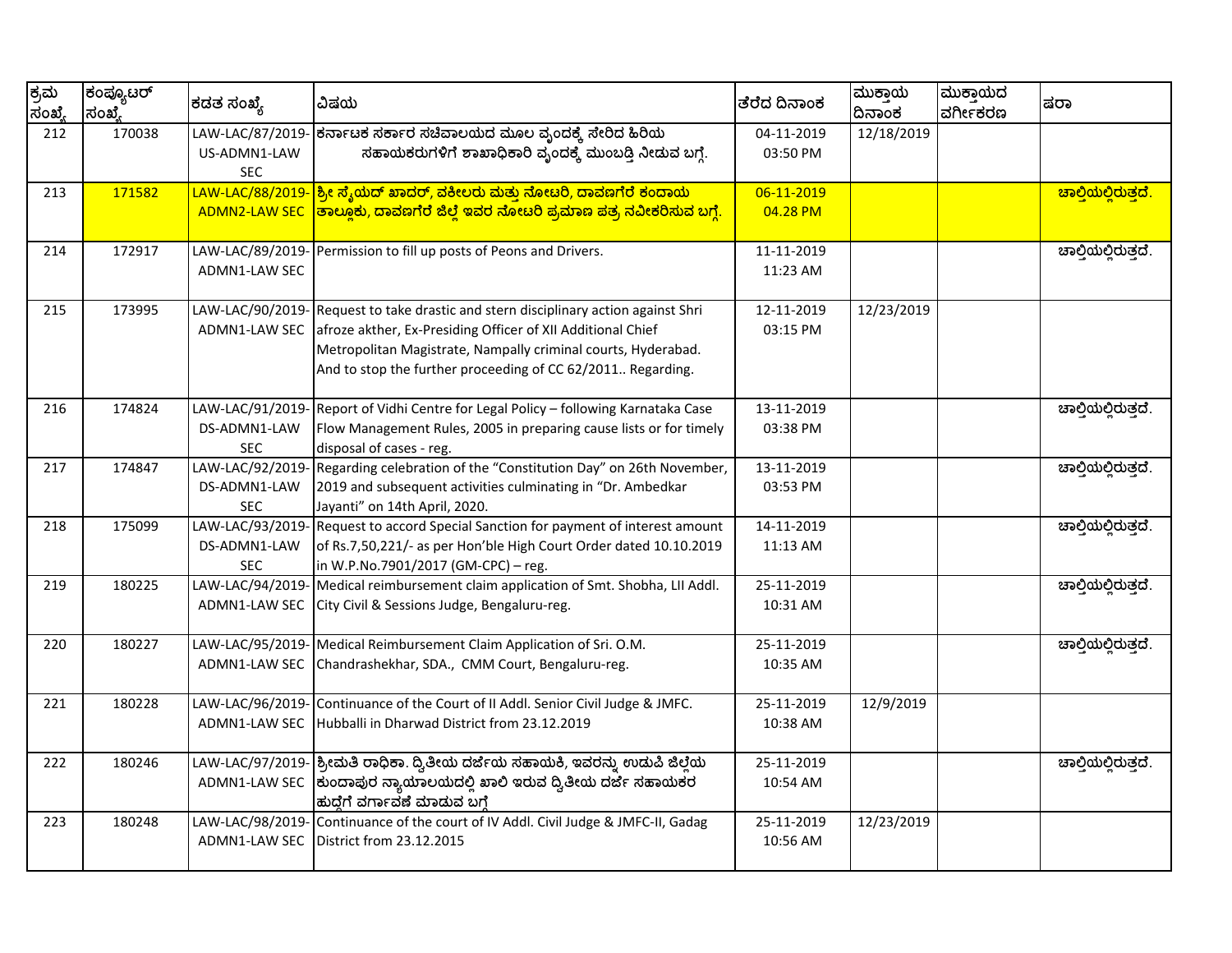| ಕ್ರಮ ಸಂಖ್ಯೆ | ಕಂಪ್ಯೂಟರ್ ಸಂಖ್ಯೆ | ಕಡತ ಸಂಖ್ಯೆ | ವಿಷಯ | ತೆರೆದ ದಿನಾಂಕ | ಮುಕ್ತಾಯ ದಿನಾಂಕ | ಮುಕ್ತಾಯದ ವರ್ಗೀಕರಣ | ಷರಾ |
|---|---|---|---|---|---|---|---|
| 212 | 170038 | LAW-LAC/87/2019-US-ADMN1-LAW SEC | ಕರ್ನಾಟಕ ಸರ್ಕಾರ ಸಚಿವಾಲಯದ ಮೂಲ ವೃಂದಕ್ಕೆ ಸೇರಿದ ಹಿರಿಯ ಸಹಾಯಕರುಗಳಿಗೆ ಶಾಖಾಧಿಕಾರಿ ವೃಂದಕ್ಕೆ ಮುಂಬಡ್ತಿ ನೀಡುವ ಬಗ್ಗೆ. | 04-11-2019 03:50 PM | 12/18/2019 | | |
| 213 | 171582 | LAW-LAC/88/2019-ADMN2-LAW SEC | ಶ್ರೀ ಸೈಯದ್ ಖಾದರ್, ವಕೀಲರು ಮತ್ತು ನೋಟರಿ, ದಾವಣಗೆರೆ ಕಂದಾಯ ತಾಲ್ಲೂಕು, ದಾವಣಗೆರೆ ಜಿಲ್ಲೆ ಇವರ ನೋಟರಿ ಪ್ರಮಾಣ ಪತ್ರ ನವೀಕರಿಸುವ ಬಗ್ಗೆ. | 06-11-2019 04.28 PM | | | ಚಾಲ್ತಿಯಲ್ಲಿರುತ್ತದೆ. |
| 214 | 172917 | LAW-LAC/89/2019-ADMN1-LAW SEC | Permission to fill up posts of Peons and Drivers. | 11-11-2019 11:23 AM | | | ಚಾಲ್ತಿಯಲ್ಲಿರುತ್ತದೆ. |
| 215 | 173995 | LAW-LAC/90/2019-ADMN1-LAW SEC | Request to take drastic and stern disciplinary action against Shri afroze akther, Ex-Presiding Officer of XII Additional Chief Metropolitan Magistrate, Nampally criminal courts, Hyderabad. And to stop the further proceeding of CC 62/2011.. Regarding. | 12-11-2019 03:15 PM | 12/23/2019 | | |
| 216 | 174824 | LAW-LAC/91/2019-DS-ADMN1-LAW SEC | Report of Vidhi Centre for Legal Policy – following Karnataka Case Flow Management Rules, 2005 in preparing cause lists or for timely disposal of cases - reg. | 13-11-2019 03:38 PM | | | ಚಾಲ್ತಿಯಲ್ಲಿರುತ್ತದೆ. |
| 217 | 174847 | LAW-LAC/92/2019-DS-ADMN1-LAW SEC | Regarding celebration of the "Constitution Day" on 26th November, 2019 and subsequent activities culminating in "Dr. Ambedkar Jayanti" on 14th April, 2020. | 13-11-2019 03:53 PM | | | ಚಾಲ್ತಿಯಲ್ಲಿರುತ್ತದೆ. |
| 218 | 175099 | LAW-LAC/93/2019-DS-ADMN1-LAW SEC | Request to accord Special Sanction for payment of interest amount of Rs.7,50,221/- as per Hon'ble High Court Order dated 10.10.2019 in W.P.No.7901/2017 (GM-CPC) – reg. | 14-11-2019 11:13 AM | | | ಚಾಲ್ತಿಯಲ್ಲಿರುತ್ತದೆ. |
| 219 | 180225 | LAW-LAC/94/2019-ADMN1-LAW SEC | Medical reimbursement claim application of Smt. Shobha, LII Addl. City Civil & Sessions Judge, Bengaluru-reg. | 25-11-2019 10:31 AM | | | ಚಾಲ್ತಿಯಲ್ಲಿರುತ್ತದೆ. |
| 220 | 180227 | LAW-LAC/95/2019-ADMN1-LAW SEC | Medical Reimbursement Claim Application of Sri. O.M. Chandrashekhar, SDA., CMM Court, Bengaluru-reg. | 25-11-2019 10:35 AM | | | ಚಾಲ್ತಿಯಲ್ಲಿರುತ್ತದೆ. |
| 221 | 180228 | LAW-LAC/96/2019-ADMN1-LAW SEC | Continuance of the Court of II Addl. Senior Civil Judge & JMFC. Hubballi in Dharwad District from 23.12.2019 | 25-11-2019 10:38 AM | 12/9/2019 | | |
| 222 | 180246 | LAW-LAC/97/2019-ADMN1-LAW SEC | ಶ್ರೀಮತಿ ರಾಧಿಕಾ. ದ್ವಿತೀಯ ದರ್ಜೆಯ ಸಹಾಯಕಿ, ಇವರನ್ನು ಉಡುಪಿ ಜಿಲ್ಲೆಯ ಕುಂದಾಪುರ ನ್ಯಾಯಾಲಯದಲ್ಲಿ ಖಾಲಿ ಇರುವ ದ್ವಿತೀಯ ದರ್ಜೆ ಸಹಾಯಕರ ಹುದ್ದೆಗೆ ವರ್ಗಾವಣೆ ಮಾಡುವ ಬಗ್ಗೆ | 25-11-2019 10:54 AM | | | ಚಾಲ್ತಿಯಲ್ಲಿರುತ್ತದೆ. |
| 223 | 180248 | LAW-LAC/98/2019-ADMN1-LAW SEC | Continuance of the court of IV Addl. Civil Judge & JMFC-II, Gadag District from 23.12.2015 | 25-11-2019 10:56 AM | 12/23/2019 | | |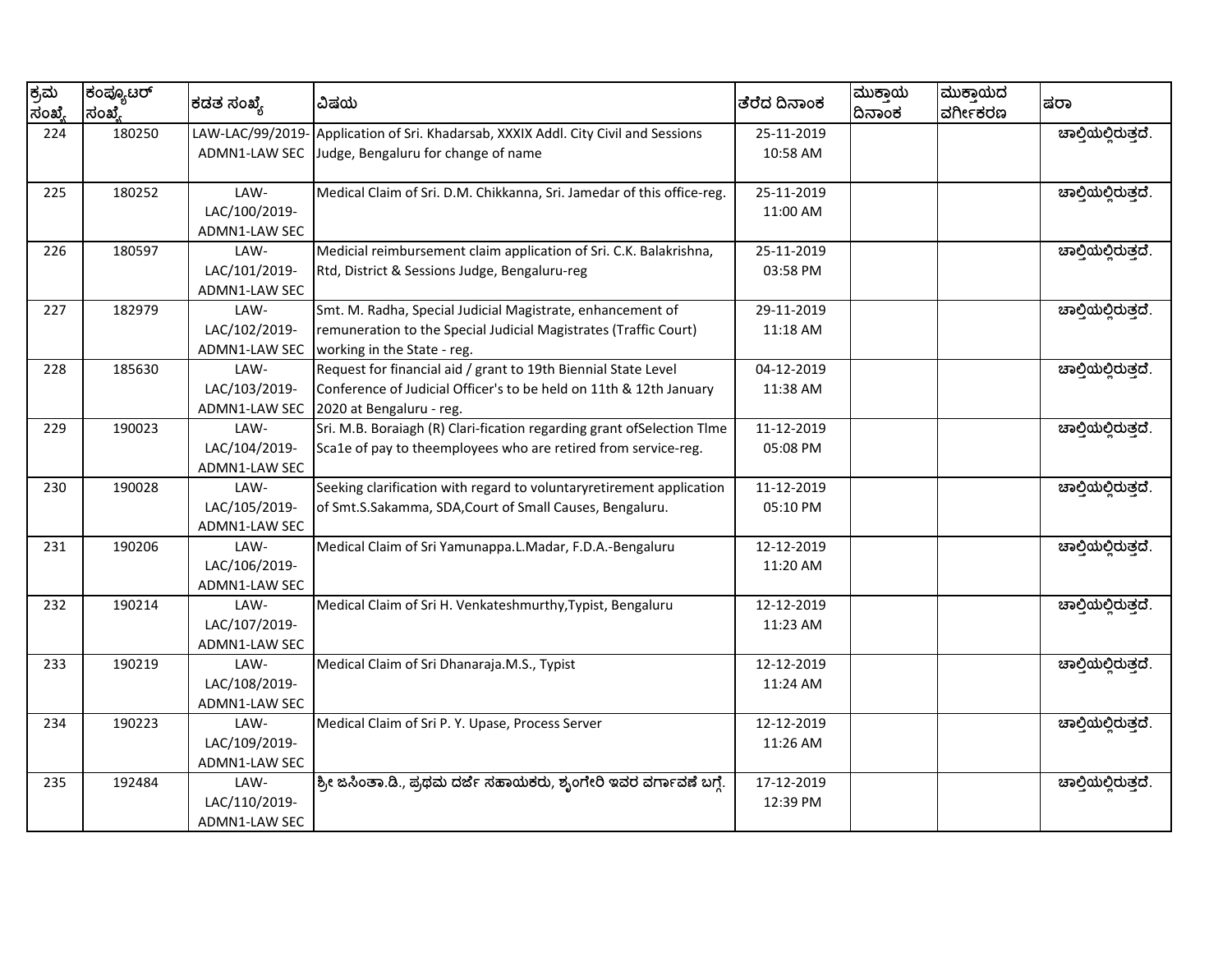| ಕ್ರಮ ಸಂಖ್ಯೆ | ಕಂಪ್ಯೂಟರ್ ಸಂಖ್ಯೆ | ಕಡತ ಸಂಖ್ಯೆ | ವಿಷಯ | ತೆರೆದ ದಿನಾಂಕ | ಮುಕ್ತಾಯ ದಿನಾಂಕ | ಮುಕ್ತಾಯದ ವರ್ಗೀಕರಣ | ಷರಾ |
|---|---|---|---|---|---|---|---|
| 224 | 180250 | LAW-LAC/99/2019-ADMN1-LAW SEC | Application of Sri. Khadarsab, XXXIX Addl. City Civil and Sessions Judge, Bengaluru for change of name | 25-11-2019 10:58 AM | | | ಚಾಲ್ತಿಯಲ್ಲಿರುತ್ತದೆ. |
| 225 | 180252 | LAW-LAC/100/2019-ADMN1-LAW SEC | Medical Claim of Sri. D.M. Chikkanna, Sri. Jamedar of this office-reg. | 25-11-2019 11:00 AM | | | ಚಾಲ್ತಿಯಲ್ಲಿರುತ್ತದೆ. |
| 226 | 180597 | LAW-LAC/101/2019-ADMN1-LAW SEC | Medicial reimbursement claim application of Sri. C.K. Balakrishna, Rtd, District & Sessions Judge, Bengaluru-reg | 25-11-2019 03:58 PM | | | ಚಾಲ್ತಿಯಲ್ಲಿರುತ್ತದೆ. |
| 227 | 182979 | LAW-LAC/102/2019-ADMN1-LAW SEC | Smt. M. Radha, Special Judicial Magistrate, enhancement of remuneration to the Special Judicial Magistrates (Traffic Court) working in the State - reg. | 29-11-2019 11:18 AM | | | ಚಾಲ್ತಿಯಲ್ಲಿರುತ್ತದೆ. |
| 228 | 185630 | LAW-LAC/103/2019-ADMN1-LAW SEC | Request for financial aid / grant to 19th Biennial State Level Conference of Judicial Officer's to be held on 11th & 12th January 2020 at Bengaluru - reg. | 04-12-2019 11:38 AM | | | ಚಾಲ್ತಿಯಲ್ಲಿರುತ್ತದೆ. |
| 229 | 190023 | LAW-LAC/104/2019-ADMN1-LAW SEC | Sri. M.B. Boraiagh (R) Clari-fication regarding grant ofSelection Tlme Sca1e of pay to theemployees who are retired from service-reg. | 11-12-2019 05:08 PM | | | ಚಾಲ್ತಿಯಲ್ಲಿರುತ್ತದೆ. |
| 230 | 190028 | LAW-LAC/105/2019-ADMN1-LAW SEC | Seeking clarification with regard to voluntaryretirement application of Smt.S.Sakamma, SDA,Court of Small Causes, Bengaluru. | 11-12-2019 05:10 PM | | | ಚಾಲ್ತಿಯಲ್ಲಿರುತ್ತದೆ. |
| 231 | 190206 | LAW-LAC/106/2019-ADMN1-LAW SEC | Medical Claim of Sri Yamunappa.L.Madar, F.D.A.-Bengaluru | 12-12-2019 11:20 AM | | | ಚಾಲ್ತಿಯಲ್ಲಿರುತ್ತದೆ. |
| 232 | 190214 | LAW-LAC/107/2019-ADMN1-LAW SEC | Medical Claim of Sri H. Venkateshmurthy,Typist, Bengaluru | 12-12-2019 11:23 AM | | | ಚಾಲ್ತಿಯಲ್ಲಿರುತ್ತದೆ. |
| 233 | 190219 | LAW-LAC/108/2019-ADMN1-LAW SEC | Medical Claim of Sri Dhanaraja.M.S., Typist | 12-12-2019 11:24 AM | | | ಚಾಲ್ತಿಯಲ್ಲಿರುತ್ತದೆ. |
| 234 | 190223 | LAW-LAC/109/2019-ADMN1-LAW SEC | Medical Claim of Sri P. Y. Upase, Process Server | 12-12-2019 11:26 AM | | | ಚಾಲ್ತಿಯಲ್ಲಿರುತ್ತದೆ. |
| 235 | 192484 | LAW-LAC/110/2019-ADMN1-LAW SEC | ಶ್ರೀ ಜಸಿಂತಾ.ಡಿ., ಪ್ರಥಮ ದರ್ಜೆ ಸಹಾಯಕರು, ಶೃಂಗೇರಿ ಇವರ ವರ್ಗಾವಣೆ ಬಗ್ಗೆ. | 17-12-2019 12:39 PM | | | ಚಾಲ್ತಿಯಲ್ಲಿರುತ್ತದೆ. |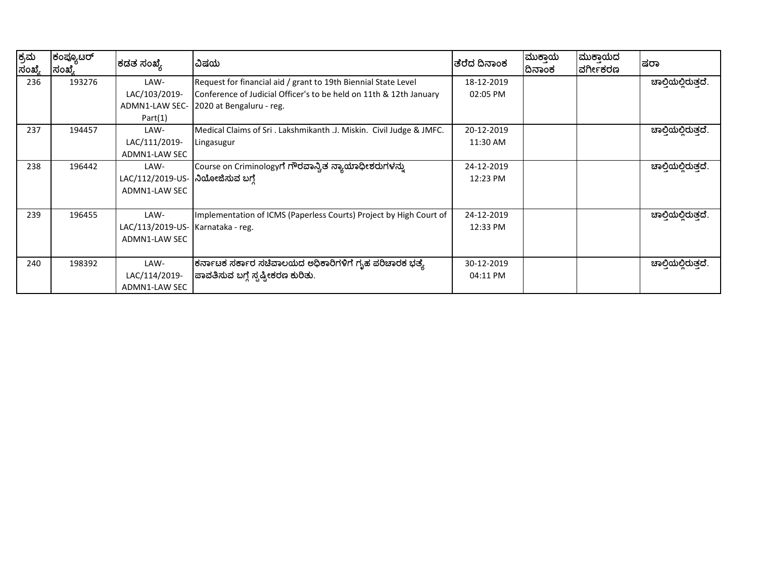| ಕ್ರಮ ಸಂಖ್ಯೆ | ಕಂಪ್ಯೂಟರ್ ಸಂಖ್ಯೆ | ಕಡತ ಸಂಖ್ಯೆ | ವಿಷಯ | ತೆರೆದ ದಿನಾಂಕ | ಮುಕ್ತಾಯ ದಿನಾಂಕ | ಮುಕ್ತಾಯದ ವರ್ಗೀಕರಣ | ಷರಾ |
|---|---|---|---|---|---|---|---|
| 236 | 193276 | LAW-LAC/103/2019-ADMN1-LAW SEC-Part(1) | Request for financial aid / grant to 19th Biennial State Level Conference of Judicial Officer's to be held on 11th & 12th January 2020 at Bengaluru - reg. | 18-12-2019 02:05 PM | | | ಚಾಲ್ತಿಯಲ್ಲಿರುತ್ತದೆ. |
| 237 | 194457 | LAW-LAC/111/2019-ADMN1-LAW SEC | Medical Claims of Sri . Lakshmikanth .J. Miskin. Civil Judge & JMFC. Lingasugur | 20-12-2019 11:30 AM | | | ಚಾಲ್ತಿಯಲ್ಲಿರುತ್ತದೆ. |
| 238 | 196442 | LAW-LAC/112/2019-US-ADMN1-LAW SEC | Course on Criminologyಗೆ ಗೌರವಾನ್ವಿತ ನ್ಯಾಯಾಧೀಶರುಗಳನ್ನು ನಿಯೋಜಿಸುವ ಬಗ್ಗೆ | 24-12-2019 12:23 PM | | | ಚಾಲ್ತಿಯಲ್ಲಿರುತ್ತದೆ. |
| 239 | 196455 | LAW-LAC/113/2019-US-ADMN1-LAW SEC | Implementation of ICMS (Paperless Courts) Project by High Court of Karnataka - reg. | 24-12-2019 12:33 PM | | | ಚಾಲ್ತಿಯಲ್ಲಿರುತ್ತದೆ. |
| 240 | 198392 | LAW-LAC/114/2019-ADMN1-LAW SEC | ಕರ್ನಾಟಕ ಸರ್ಕಾರ ಸಚಿವಾಲಯದ ಅಧಿಕಾರಿಗಳಿಗೆ ಗೃಹ ಪರಿಚಾರಕ ಭತ್ಯೆ ಪಾವತಿಸುವ ಬಗ್ಗೆ ಸ್ಪಷ್ಟೀಕರಣ ಕುರಿತು. | 30-12-2019 04:11 PM | | | ಚಾಲ್ತಿಯಲ್ಲಿರುತ್ತದೆ. |